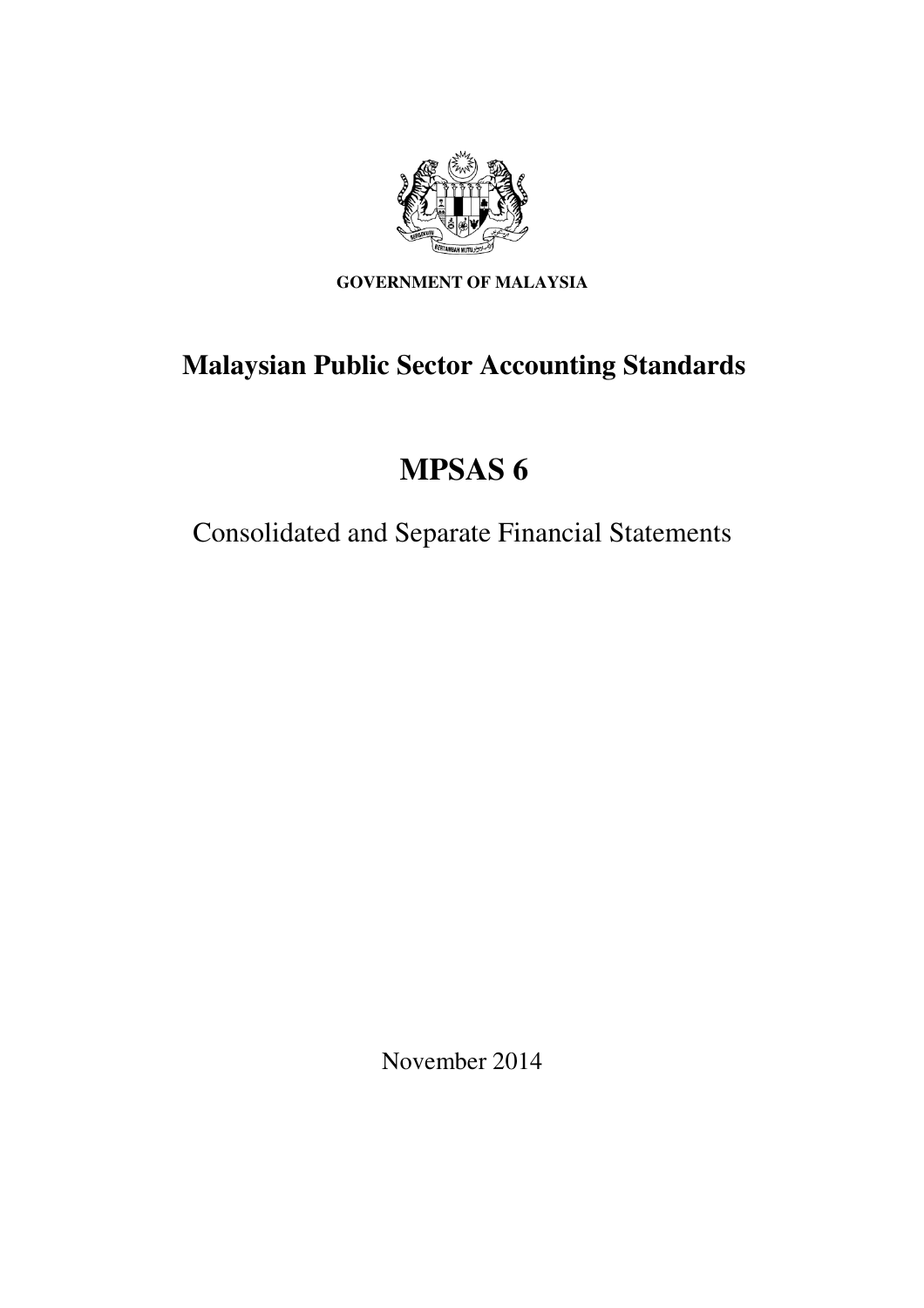**GOVERNMENT OF MALAYSIA**

# Malaysian Public Sector Accounting Standards

# MPSAS 6

Consolidated and Separate Financial Statements

November 2014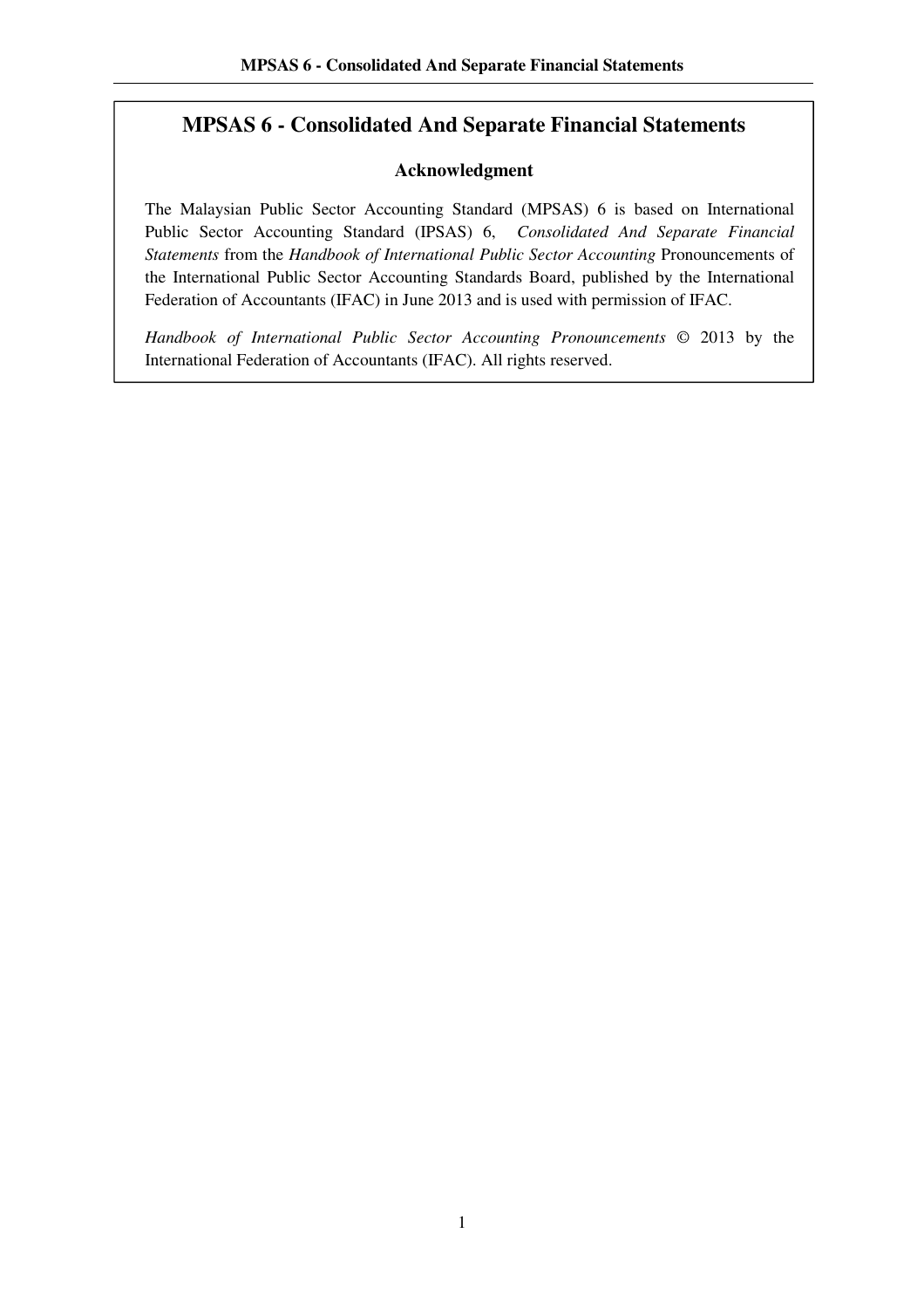# MPSAS 6 - Consolidated And Separate Financial Statements

## Acknowledgment

The Malaysian Public Sector Accounting Standard (MPSAS) 6 is based on International Public Sector Accounting Standard (IPSAS) 6, *Consolidated And Separate Financial Statements* from the *Handbook of International Public Sector Accounting* Pronouncements of the International Public Sector Accounting Standards Board, published by the International Federation of Accountants (IFAC) in June 2013 and is used with permission of IFAC.

*Handbook of International Public Sector Accounting Pronouncements* © 2013 by the International Federation of Accountants (IFAC). All rights reserved.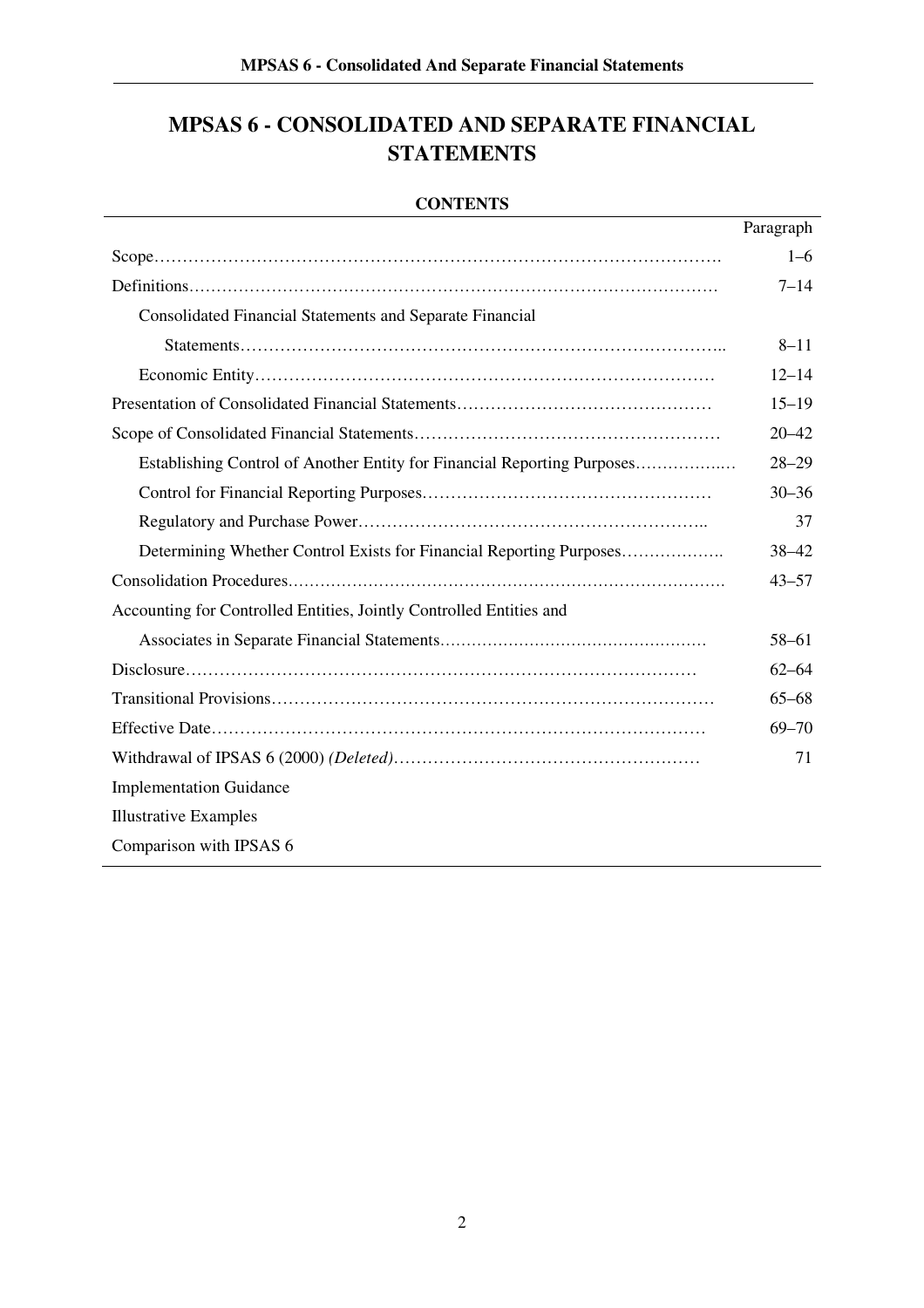# MPSAS 6 - CONSOLIDATED AND SEPARATE FINANCIAL STATEMENTS

**CONTENTS**

| | Paragraph |
|---|---|
| Scope | 1–6 |
| Definitions | 7–14 |
| Consolidated Financial Statements and Separate Financial Statements | 8–11 |
| Economic Entity | 12–14 |
| Presentation of Consolidated Financial Statements | 15–19 |
| Scope of Consolidated Financial Statements | 20–42 |
| Establishing Control of Another Entity for Financial Reporting Purposes | 28–29 |
| Control for Financial Reporting Purposes | 30–36 |
| Regulatory and Purchase Power | 37 |
| Determining Whether Control Exists for Financial Reporting Purposes | 38–42 |
| Consolidation Procedures | 43–57 |
| Accounting for Controlled Entities, Jointly Controlled Entities and Associates in Separate Financial Statements | 58–61 |
| Disclosure | 62–64 |
| Transitional Provisions | 65–68 |
| Effective Date | 69–70 |
| Withdrawal of IPSAS 6 (2000) *(Deleted)* | 71 |
| Implementation Guidance | |
| Illustrative Examples | |
| Comparison with IPSAS 6 | |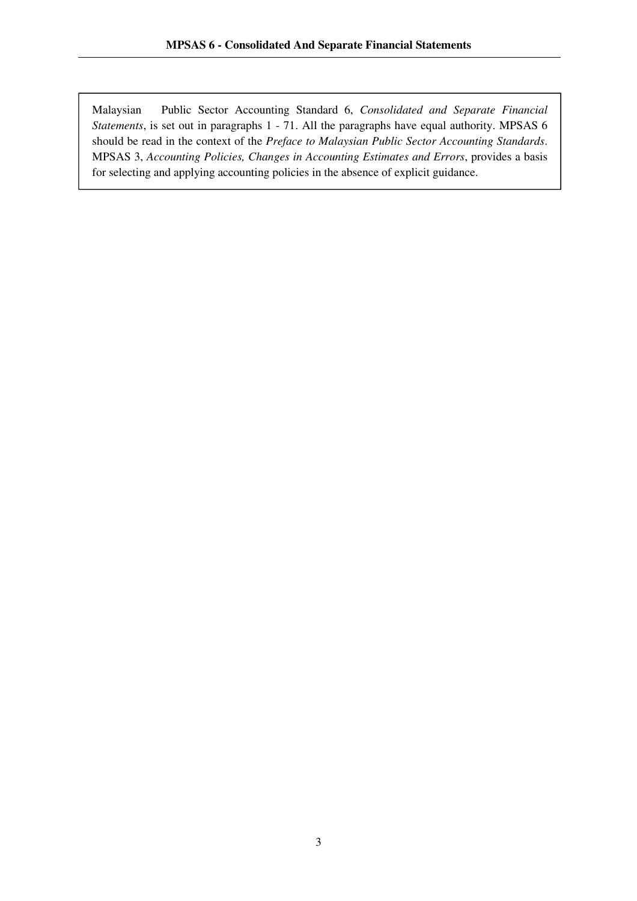Malaysian Public Sector Accounting Standard 6, *Consolidated and Separate Financial Statements*, is set out in paragraphs 1 - 71. All the paragraphs have equal authority. MPSAS 6 should be read in the context of the *Preface to Malaysian Public Sector Accounting Standards*. MPSAS 3, *Accounting Policies, Changes in Accounting Estimates and Errors*, provides a basis for selecting and applying accounting policies in the absence of explicit guidance.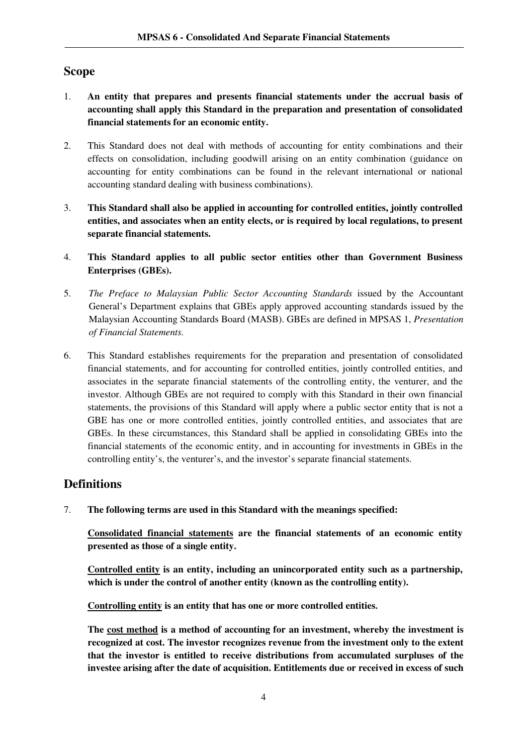## Scope

1. **An entity that prepares and presents financial statements under the accrual basis of accounting shall apply this Standard in the preparation and presentation of consolidated financial statements for an economic entity.**

2. This Standard does not deal with methods of accounting for entity combinations and their effects on consolidation, including goodwill arising on an entity combination (guidance on accounting for entity combinations can be found in the relevant international or national accounting standard dealing with business combinations).

3. **This Standard shall also be applied in accounting for controlled entities, jointly controlled entities, and associates when an entity elects, or is required by local regulations, to present separate financial statements.**

4. **This Standard applies to all public sector entities other than Government Business Enterprises (GBEs).**

5. *The Preface to Malaysian Public Sector Accounting Standards* issued by the Accountant General's Department explains that GBEs apply approved accounting standards issued by the Malaysian Accounting Standards Board (MASB). GBEs are defined in MPSAS 1, *Presentation of Financial Statements.*

6. This Standard establishes requirements for the preparation and presentation of consolidated financial statements, and for accounting for controlled entities, jointly controlled entities, and associates in the separate financial statements of the controlling entity, the venturer, and the investor. Although GBEs are not required to comply with this Standard in their own financial statements, the provisions of this Standard will apply where a public sector entity that is not a GBE has one or more controlled entities, jointly controlled entities, and associates that are GBEs. In these circumstances, this Standard shall be applied in consolidating GBEs into the financial statements of the economic entity, and in accounting for investments in GBEs in the controlling entity's, the venturer's, and the investor's separate financial statements.

## Definitions

7. **The following terms are used in this Standard with the meanings specified:**

   **<u>Consolidated financial statements</u> are the financial statements of an economic entity presented as those of a single entity.**

   **<u>Controlled entity</u> is an entity, including an unincorporated entity such as a partnership, which is under the control of another entity (known as the controlling entity).**

   **<u>Controlling entity</u> is an entity that has one or more controlled entities.**

   **The <u>cost method</u> is a method of accounting for an investment, whereby the investment is recognized at cost. The investor recognizes revenue from the investment only to the extent that the investor is entitled to receive distributions from accumulated surpluses of the investee arising after the date of acquisition. Entitlements due or received in excess of such**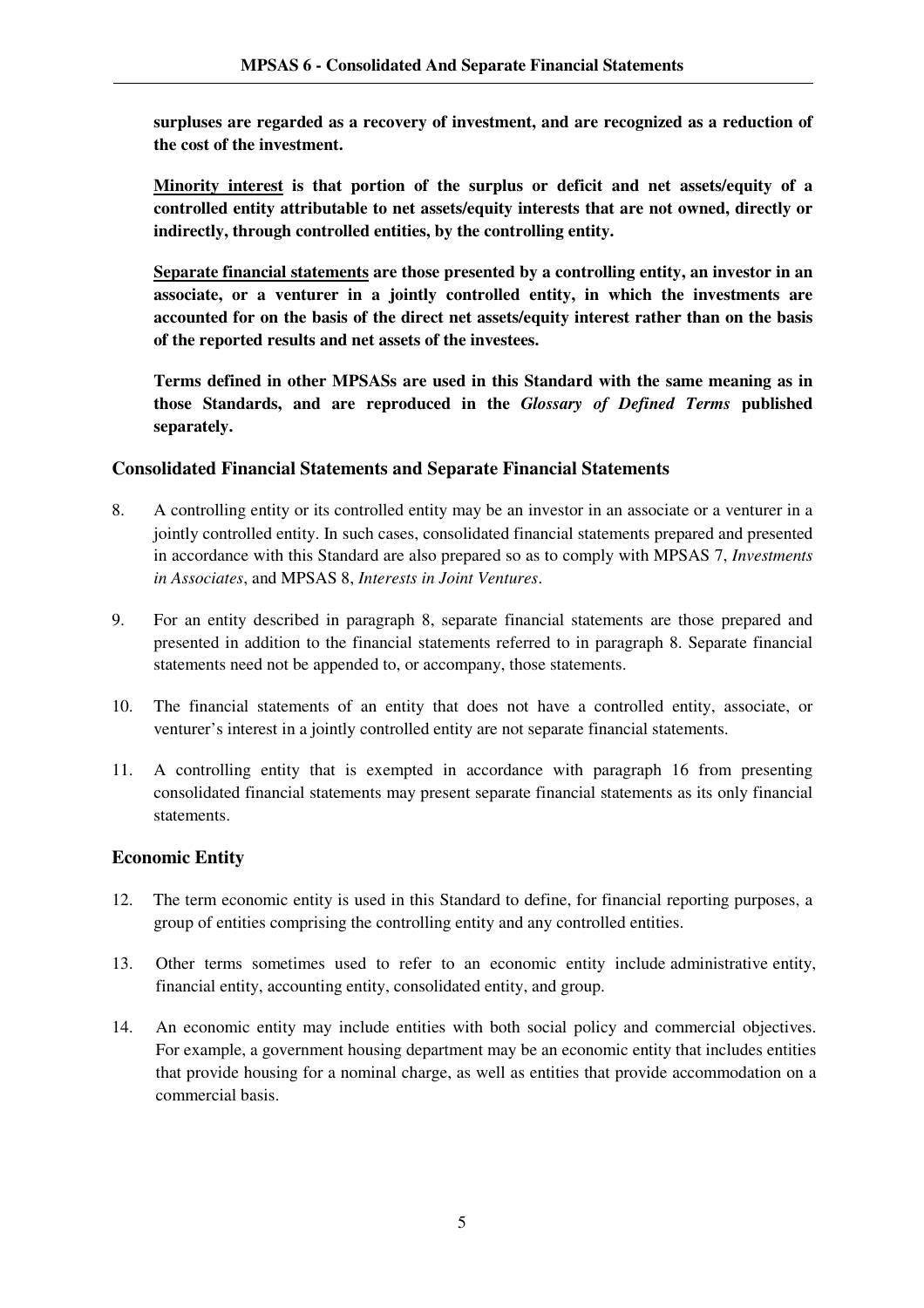**surpluses are regarded as a recovery of investment, and are recognized as a reduction of the cost of the investment.**

**Minority interest is that portion of the surplus or deficit and net assets/equity of a controlled entity attributable to net assets/equity interests that are not owned, directly or indirectly, through controlled entities, by the controlling entity.**

**Separate financial statements are those presented by a controlling entity, an investor in an associate, or a venturer in a jointly controlled entity, in which the investments are accounted for on the basis of the direct net assets/equity interest rather than on the basis of the reported results and net assets of the investees.**

**Terms defined in other MPSASs are used in this Standard with the same meaning as in those Standards, and are reproduced in the *Glossary of Defined Terms* published separately.**

### Consolidated Financial Statements and Separate Financial Statements

8. A controlling entity or its controlled entity may be an investor in an associate or a venturer in a jointly controlled entity. In such cases, consolidated financial statements prepared and presented in accordance with this Standard are also prepared so as to comply with MPSAS 7, *Investments in Associates*, and MPSAS 8, *Interests in Joint Ventures*.

9. For an entity described in paragraph 8, separate financial statements are those prepared and presented in addition to the financial statements referred to in paragraph 8. Separate financial statements need not be appended to, or accompany, those statements.

10. The financial statements of an entity that does not have a controlled entity, associate, or venturer's interest in a jointly controlled entity are not separate financial statements.

11. A controlling entity that is exempted in accordance with paragraph 16 from presenting consolidated financial statements may present separate financial statements as its only financial statements.

### Economic Entity

12. The term economic entity is used in this Standard to define, for financial reporting purposes, a group of entities comprising the controlling entity and any controlled entities.

13. Other terms sometimes used to refer to an economic entity include administrative entity, financial entity, accounting entity, consolidated entity, and group.

14. An economic entity may include entities with both social policy and commercial objectives. For example, a government housing department may be an economic entity that includes entities that provide housing for a nominal charge, as well as entities that provide accommodation on a commercial basis.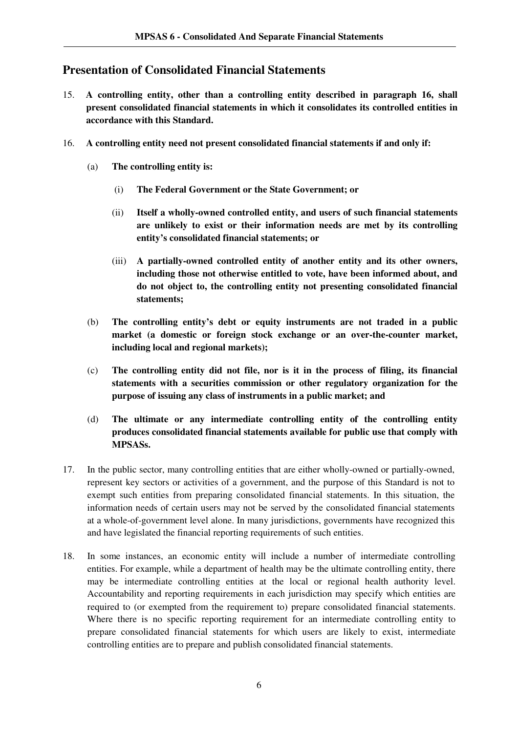## Presentation of Consolidated Financial Statements

15. **A controlling entity, other than a controlling entity described in paragraph 16, shall present consolidated financial statements in which it consolidates its controlled entities in accordance with this Standard.**

16. **A controlling entity need not present consolidated financial statements if and only if:**

    (a) **The controlling entity is:**

    (i) **The Federal Government or the State Government; or**

    (ii) **Itself a wholly-owned controlled entity, and users of such financial statements are unlikely to exist or their information needs are met by its controlling entity's consolidated financial statements; or**

    (iii) **A partially-owned controlled entity of another entity and its other owners, including those not otherwise entitled to vote, have been informed about, and do not object to, the controlling entity not presenting consolidated financial statements;**

    (b) **The controlling entity's debt or equity instruments are not traded in a public market (a domestic or foreign stock exchange or an over-the-counter market, including local and regional markets);**

    (c) **The controlling entity did not file, nor is it in the process of filing, its financial statements with a securities commission or other regulatory organization for the purpose of issuing any class of instruments in a public market; and**

    (d) **The ultimate or any intermediate controlling entity of the controlling entity produces consolidated financial statements available for public use that comply with MPSASs.**

17. In the public sector, many controlling entities that are either wholly-owned or partially-owned, represent key sectors or activities of a government, and the purpose of this Standard is not to exempt such entities from preparing consolidated financial statements. In this situation, the information needs of certain users may not be served by the consolidated financial statements at a whole-of-government level alone. In many jurisdictions, governments have recognized this and have legislated the financial reporting requirements of such entities.

18. In some instances, an economic entity will include a number of intermediate controlling entities. For example, while a department of health may be the ultimate controlling entity, there may be intermediate controlling entities at the local or regional health authority level. Accountability and reporting requirements in each jurisdiction may specify which entities are required to (or exempted from the requirement to) prepare consolidated financial statements. Where there is no specific reporting requirement for an intermediate controlling entity to prepare consolidated financial statements for which users are likely to exist, intermediate controlling entities are to prepare and publish consolidated financial statements.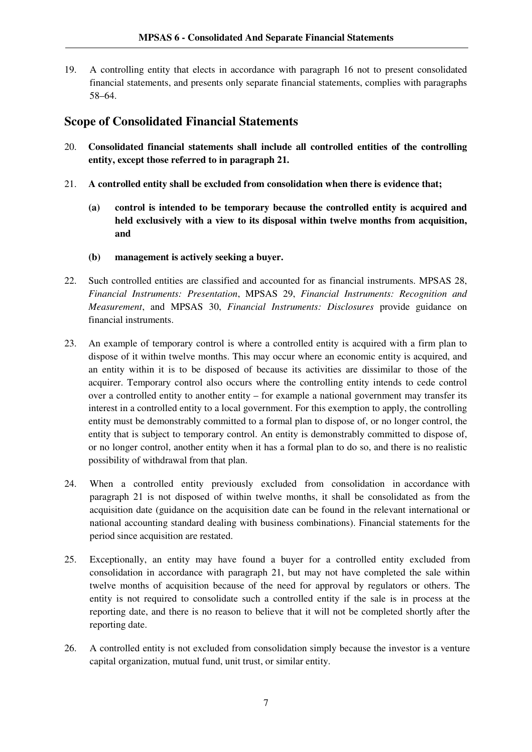19. A controlling entity that elects in accordance with paragraph 16 not to present consolidated financial statements, and presents only separate financial statements, complies with paragraphs 58–64.

## Scope of Consolidated Financial Statements

20. **Consolidated financial statements shall include all controlled entities of the controlling entity, except those referred to in paragraph 21.**

21. **A controlled entity shall be excluded from consolidation when there is evidence that;**

    **(a) control is intended to be temporary because the controlled entity is acquired and held exclusively with a view to its disposal within twelve months from acquisition, and**

    **(b) management is actively seeking a buyer.**

22. Such controlled entities are classified and accounted for as financial instruments. MPSAS 28, *Financial Instruments: Presentation*, MPSAS 29, *Financial Instruments: Recognition and Measurement*, and MPSAS 30, *Financial Instruments: Disclosures* provide guidance on financial instruments.

23. An example of temporary control is where a controlled entity is acquired with a firm plan to dispose of it within twelve months. This may occur where an economic entity is acquired, and an entity within it is to be disposed of because its activities are dissimilar to those of the acquirer. Temporary control also occurs where the controlling entity intends to cede control over a controlled entity to another entity – for example a national government may transfer its interest in a controlled entity to a local government. For this exemption to apply, the controlling entity must be demonstrably committed to a formal plan to dispose of, or no longer control, the entity that is subject to temporary control. An entity is demonstrably committed to dispose of, or no longer control, another entity when it has a formal plan to do so, and there is no realistic possibility of withdrawal from that plan.

24. When a controlled entity previously excluded from consolidation in accordance with paragraph 21 is not disposed of within twelve months, it shall be consolidated as from the acquisition date (guidance on the acquisition date can be found in the relevant international or national accounting standard dealing with business combinations). Financial statements for the period since acquisition are restated.

25. Exceptionally, an entity may have found a buyer for a controlled entity excluded from consolidation in accordance with paragraph 21, but may not have completed the sale within twelve months of acquisition because of the need for approval by regulators or others. The entity is not required to consolidate such a controlled entity if the sale is in process at the reporting date, and there is no reason to believe that it will not be completed shortly after the reporting date.

26. A controlled entity is not excluded from consolidation simply because the investor is a venture capital organization, mutual fund, unit trust, or similar entity.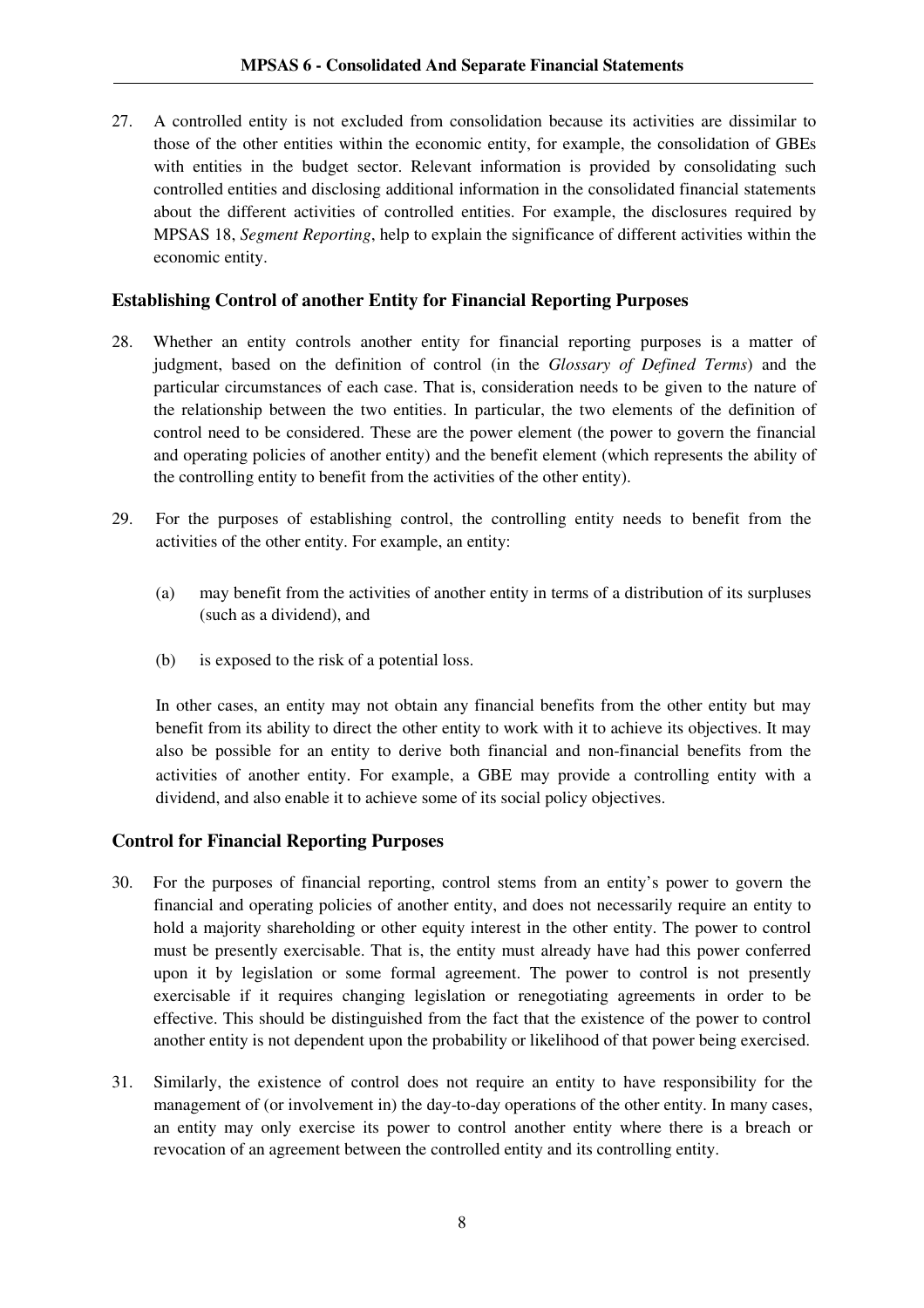27. A controlled entity is not excluded from consolidation because its activities are dissimilar to those of the other entities within the economic entity, for example, the consolidation of GBEs with entities in the budget sector. Relevant information is provided by consolidating such controlled entities and disclosing additional information in the consolidated financial statements about the different activities of controlled entities. For example, the disclosures required by MPSAS 18, *Segment Reporting*, help to explain the significance of different activities within the economic entity.

### Establishing Control of another Entity for Financial Reporting Purposes

28. Whether an entity controls another entity for financial reporting purposes is a matter of judgment, based on the definition of control (in the *Glossary of Defined Terms*) and the particular circumstances of each case. That is, consideration needs to be given to the nature of the relationship between the two entities. In particular, the two elements of the definition of control need to be considered. These are the power element (the power to govern the financial and operating policies of another entity) and the benefit element (which represents the ability of the controlling entity to benefit from the activities of the other entity).

29. For the purposes of establishing control, the controlling entity needs to benefit from the activities of the other entity. For example, an entity:

    (a) may benefit from the activities of another entity in terms of a distribution of its surpluses (such as a dividend), and

    (b) is exposed to the risk of a potential loss.

    In other cases, an entity may not obtain any financial benefits from the other entity but may benefit from its ability to direct the other entity to work with it to achieve its objectives. It may also be possible for an entity to derive both financial and non-financial benefits from the activities of another entity. For example, a GBE may provide a controlling entity with a dividend, and also enable it to achieve some of its social policy objectives.

### Control for Financial Reporting Purposes

30. For the purposes of financial reporting, control stems from an entity's power to govern the financial and operating policies of another entity, and does not necessarily require an entity to hold a majority shareholding or other equity interest in the other entity. The power to control must be presently exercisable. That is, the entity must already have had this power conferred upon it by legislation or some formal agreement. The power to control is not presently exercisable if it requires changing legislation or renegotiating agreements in order to be effective. This should be distinguished from the fact that the existence of the power to control another entity is not dependent upon the probability or likelihood of that power being exercised.

31. Similarly, the existence of control does not require an entity to have responsibility for the management of (or involvement in) the day-to-day operations of the other entity. In many cases, an entity may only exercise its power to control another entity where there is a breach or revocation of an agreement between the controlled entity and its controlling entity.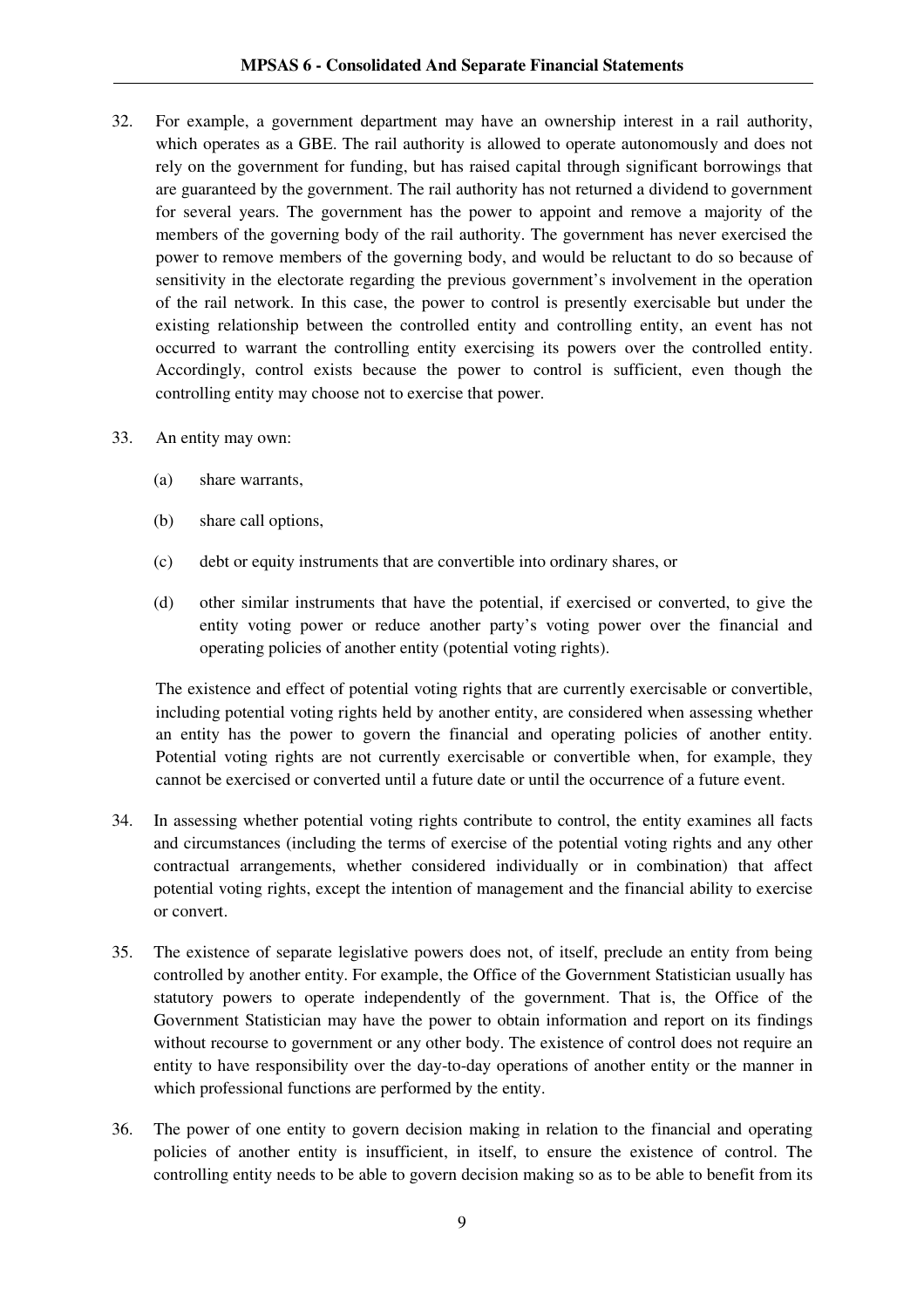32. For example, a government department may have an ownership interest in a rail authority, which operates as a GBE. The rail authority is allowed to operate autonomously and does not rely on the government for funding, but has raised capital through significant borrowings that are guaranteed by the government. The rail authority has not returned a dividend to government for several years. The government has the power to appoint and remove a majority of the members of the governing body of the rail authority. The government has never exercised the power to remove members of the governing body, and would be reluctant to do so because of sensitivity in the electorate regarding the previous government's involvement in the operation of the rail network. In this case, the power to control is presently exercisable but under the existing relationship between the controlled entity and controlling entity, an event has not occurred to warrant the controlling entity exercising its powers over the controlled entity. Accordingly, control exists because the power to control is sufficient, even though the controlling entity may choose not to exercise that power.

33. An entity may own:

    (a) share warrants,

    (b) share call options,

    (c) debt or equity instruments that are convertible into ordinary shares, or

    (d) other similar instruments that have the potential, if exercised or converted, to give the entity voting power or reduce another party's voting power over the financial and operating policies of another entity (potential voting rights).

    The existence and effect of potential voting rights that are currently exercisable or convertible, including potential voting rights held by another entity, are considered when assessing whether an entity has the power to govern the financial and operating policies of another entity. Potential voting rights are not currently exercisable or convertible when, for example, they cannot be exercised or converted until a future date or until the occurrence of a future event.

34. In assessing whether potential voting rights contribute to control, the entity examines all facts and circumstances (including the terms of exercise of the potential voting rights and any other contractual arrangements, whether considered individually or in combination) that affect potential voting rights, except the intention of management and the financial ability to exercise or convert.

35. The existence of separate legislative powers does not, of itself, preclude an entity from being controlled by another entity. For example, the Office of the Government Statistician usually has statutory powers to operate independently of the government. That is, the Office of the Government Statistician may have the power to obtain information and report on its findings without recourse to government or any other body. The existence of control does not require an entity to have responsibility over the day-to-day operations of another entity or the manner in which professional functions are performed by the entity.

36. The power of one entity to govern decision making in relation to the financial and operating policies of another entity is insufficient, in itself, to ensure the existence of control. The controlling entity needs to be able to govern decision making so as to be able to benefit from its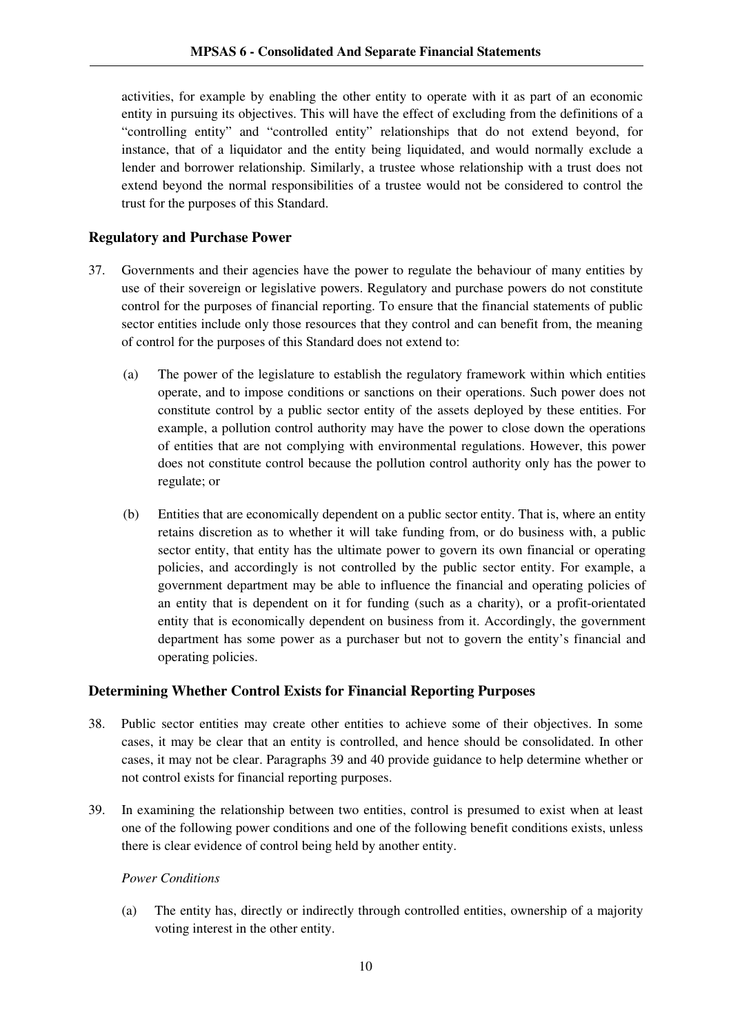activities, for example by enabling the other entity to operate with it as part of an economic entity in pursuing its objectives. This will have the effect of excluding from the definitions of a "controlling entity" and "controlled entity" relationships that do not extend beyond, for instance, that of a liquidator and the entity being liquidated, and would normally exclude a lender and borrower relationship. Similarly, a trustee whose relationship with a trust does not extend beyond the normal responsibilities of a trustee would not be considered to control the trust for the purposes of this Standard.

### Regulatory and Purchase Power

37. Governments and their agencies have the power to regulate the behaviour of many entities by use of their sovereign or legislative powers. Regulatory and purchase powers do not constitute control for the purposes of financial reporting. To ensure that the financial statements of public sector entities include only those resources that they control and can benefit from, the meaning of control for the purposes of this Standard does not extend to:

    (a) The power of the legislature to establish the regulatory framework within which entities operate, and to impose conditions or sanctions on their operations. Such power does not constitute control by a public sector entity of the assets deployed by these entities. For example, a pollution control authority may have the power to close down the operations of entities that are not complying with environmental regulations. However, this power does not constitute control because the pollution control authority only has the power to regulate; or

    (b) Entities that are economically dependent on a public sector entity. That is, where an entity retains discretion as to whether it will take funding from, or do business with, a public sector entity, that entity has the ultimate power to govern its own financial or operating policies, and accordingly is not controlled by the public sector entity. For example, a government department may be able to influence the financial and operating policies of an entity that is dependent on it for funding (such as a charity), or a profit-orientated entity that is economically dependent on business from it. Accordingly, the government department has some power as a purchaser but not to govern the entity's financial and operating policies.

### Determining Whether Control Exists for Financial Reporting Purposes

38. Public sector entities may create other entities to achieve some of their objectives. In some cases, it may be clear that an entity is controlled, and hence should be consolidated. In other cases, it may not be clear. Paragraphs 39 and 40 provide guidance to help determine whether or not control exists for financial reporting purposes.

39. In examining the relationship between two entities, control is presumed to exist when at least one of the following power conditions and one of the following benefit conditions exists, unless there is clear evidence of control being held by another entity.

    *Power Conditions*

    (a) The entity has, directly or indirectly through controlled entities, ownership of a majority voting interest in the other entity.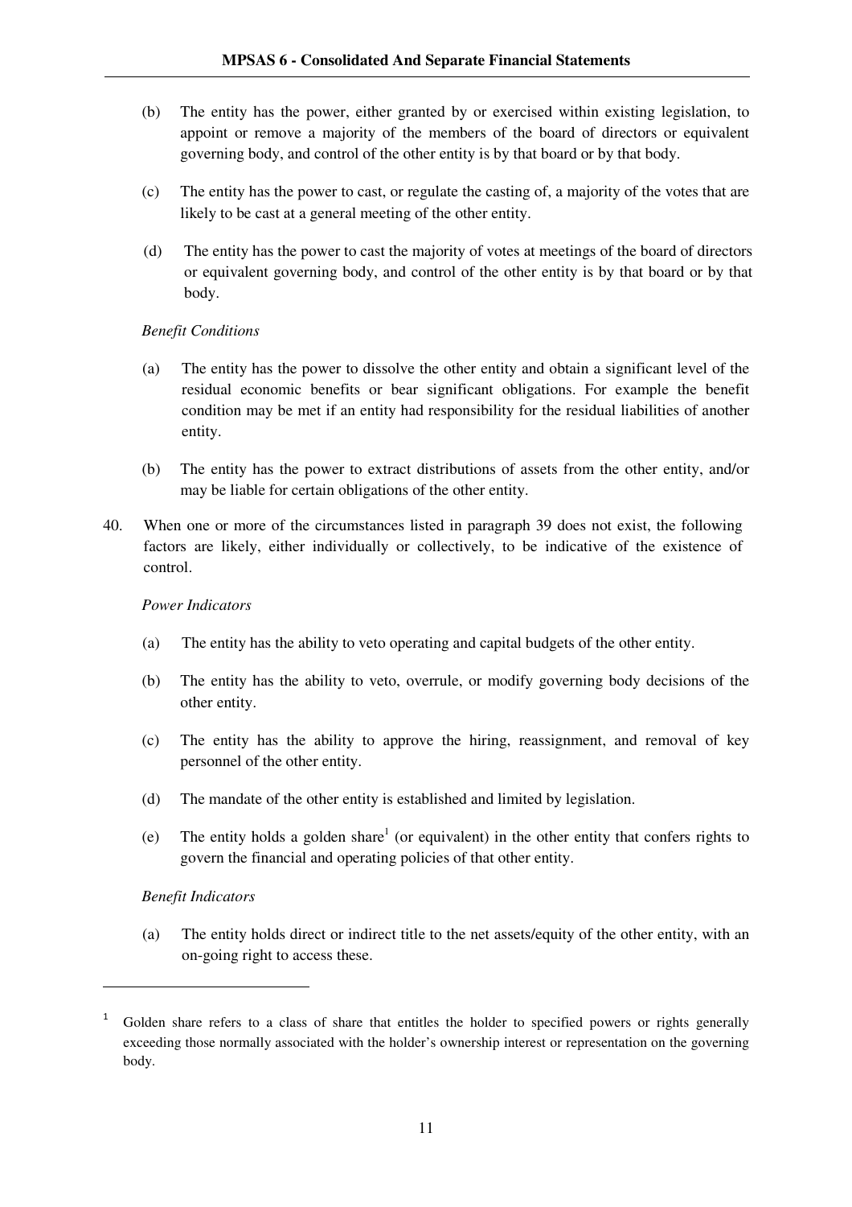(b) The entity has the power, either granted by or exercised within existing legislation, to appoint or remove a majority of the members of the board of directors or equivalent governing body, and control of the other entity is by that board or by that body.

(c) The entity has the power to cast, or regulate the casting of, a majority of the votes that are likely to be cast at a general meeting of the other entity.

(d) The entity has the power to cast the majority of votes at meetings of the board of directors or equivalent governing body, and control of the other entity is by that board or by that body.

*Benefit Conditions*

(a) The entity has the power to dissolve the other entity and obtain a significant level of the residual economic benefits or bear significant obligations. For example the benefit condition may be met if an entity had responsibility for the residual liabilities of another entity.

(b) The entity has the power to extract distributions of assets from the other entity, and/or may be liable for certain obligations of the other entity.

40. When one or more of the circumstances listed in paragraph 39 does not exist, the following factors are likely, either individually or collectively, to be indicative of the existence of control.

*Power Indicators*

(a) The entity has the ability to veto operating and capital budgets of the other entity.

(b) The entity has the ability to veto, overrule, or modify governing body decisions of the other entity.

(c) The entity has the ability to approve the hiring, reassignment, and removal of key personnel of the other entity.

(d) The mandate of the other entity is established and limited by legislation.

(e) The entity holds a golden share[1] (or equivalent) in the other entity that confers rights to govern the financial and operating policies of that other entity.

*Benefit Indicators*

(a) The entity holds direct or indirect title to the net assets/equity of the other entity, with an on-going right to access these.

---

[1] Golden share refers to a class of share that entitles the holder to specified powers or rights generally exceeding those normally associated with the holder's ownership interest or representation on the governing body.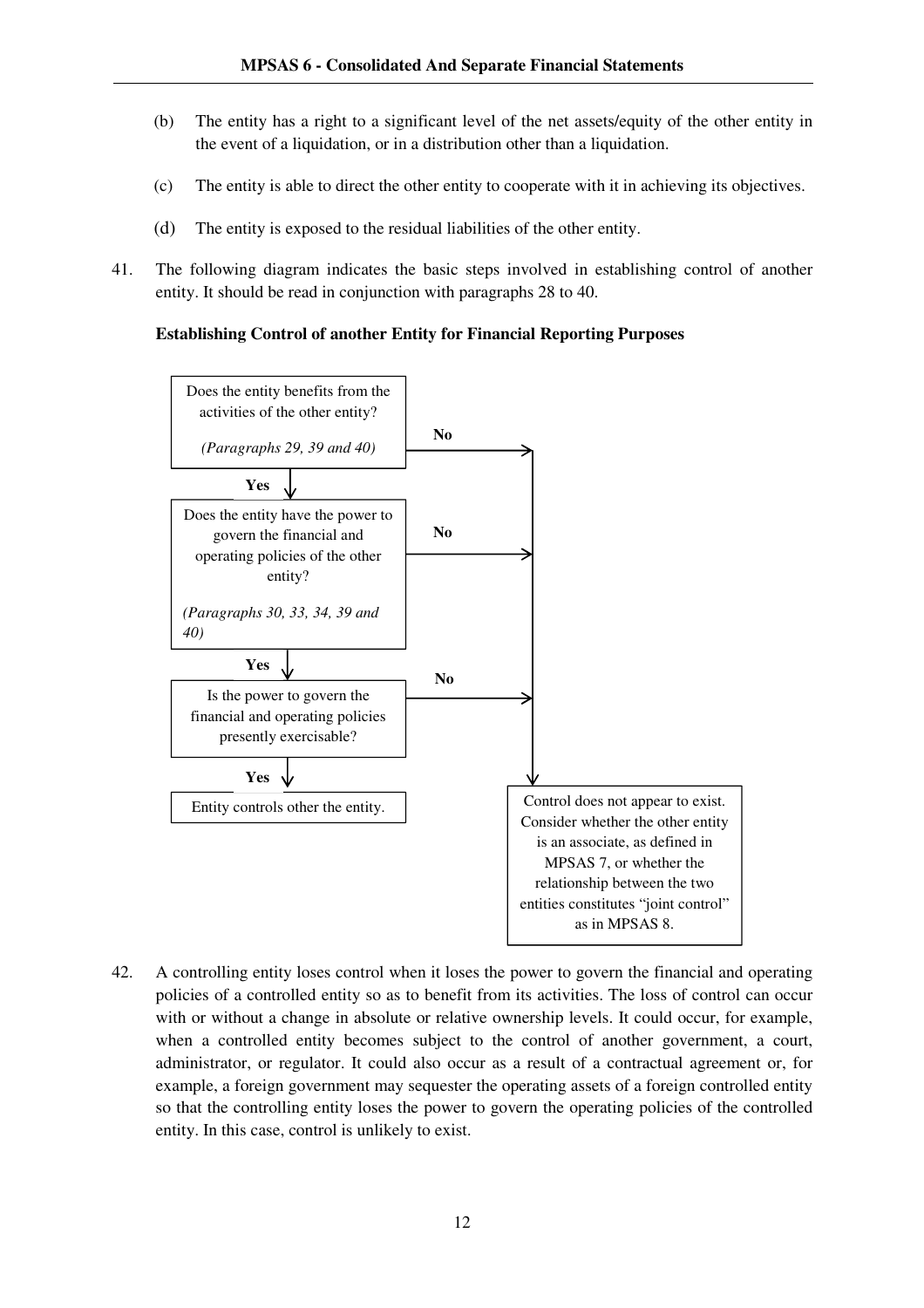(b) The entity has a right to a significant level of the net assets/equity of the other entity in the event of a liquidation, or in a distribution other than a liquidation.

(c) The entity is able to direct the other entity to cooperate with it in achieving its objectives.

(d) The entity is exposed to the residual liabilities of the other entity.

41. The following diagram indicates the basic steps involved in establishing control of another entity. It should be read in conjunction with paragraphs 28 to 40.

**Establishing Control of another Entity for Financial Reporting Purposes**

Does the entity benefits from the activities of the other entity?

*(Paragraphs 29, 39 and 40)*

**Yes** ↓ | **No** →

Does the entity have the power to govern the financial and operating policies of the other entity?

*(Paragraphs 30, 33, 34, 39 and 40)*

**Yes** ↓ | **No** →

Is the power to govern the financial and operating policies presently exercisable?

**Yes** ↓ | **No** →

Entity controls other the entity.

Control does not appear to exist. Consider whether the other entity is an associate, as defined in MPSAS 7, or whether the relationship between the two entities constitutes "joint control" as in MPSAS 8.

42. A controlling entity loses control when it loses the power to govern the financial and operating policies of a controlled entity so as to benefit from its activities. The loss of control can occur with or without a change in absolute or relative ownership levels. It could occur, for example, when a controlled entity becomes subject to the control of another government, a court, administrator, or regulator. It could also occur as a result of a contractual agreement or, for example, a foreign government may sequester the operating assets of a foreign controlled entity so that the controlling entity loses the power to govern the operating policies of the controlled entity. In this case, control is unlikely to exist.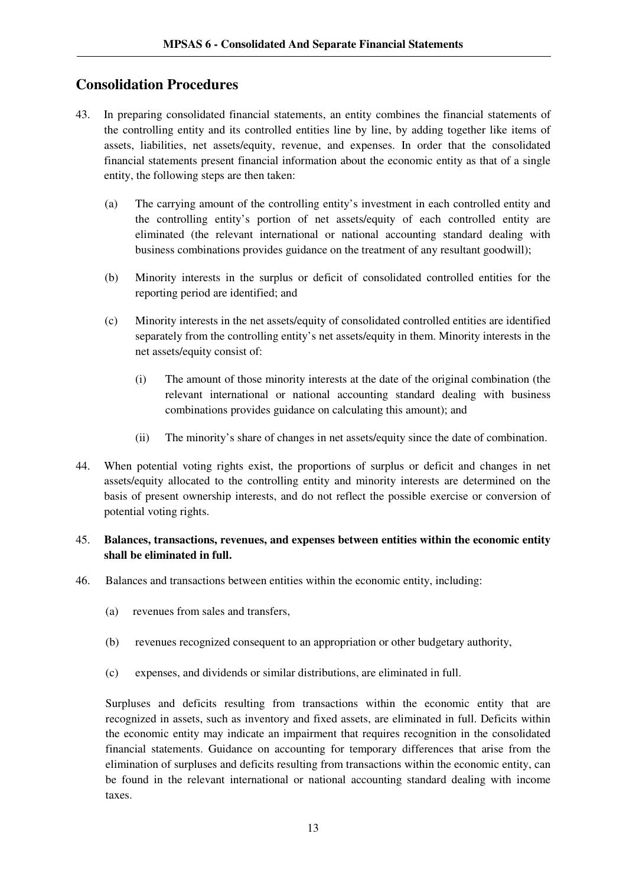## Consolidation Procedures

43. In preparing consolidated financial statements, an entity combines the financial statements of the controlling entity and its controlled entities line by line, by adding together like items of assets, liabilities, net assets/equity, revenue, and expenses. In order that the consolidated financial statements present financial information about the economic entity as that of a single entity, the following steps are then taken:

    (a) The carrying amount of the controlling entity's investment in each controlled entity and the controlling entity's portion of net assets/equity of each controlled entity are eliminated (the relevant international or national accounting standard dealing with business combinations provides guidance on the treatment of any resultant goodwill);

    (b) Minority interests in the surplus or deficit of consolidated controlled entities for the reporting period are identified; and

    (c) Minority interests in the net assets/equity of consolidated controlled entities are identified separately from the controlling entity's net assets/equity in them. Minority interests in the net assets/equity consist of:

        (i) The amount of those minority interests at the date of the original combination (the relevant international or national accounting standard dealing with business combinations provides guidance on calculating this amount); and

        (ii) The minority's share of changes in net assets/equity since the date of combination.

44. When potential voting rights exist, the proportions of surplus or deficit and changes in net assets/equity allocated to the controlling entity and minority interests are determined on the basis of present ownership interests, and do not reflect the possible exercise or conversion of potential voting rights.

45. **Balances, transactions, revenues, and expenses between entities within the economic entity shall be eliminated in full.**

46. Balances and transactions between entities within the economic entity, including:

    (a) revenues from sales and transfers,

    (b) revenues recognized consequent to an appropriation or other budgetary authority,

    (c) expenses, and dividends or similar distributions, are eliminated in full.

    Surpluses and deficits resulting from transactions within the economic entity that are recognized in assets, such as inventory and fixed assets, are eliminated in full. Deficits within the economic entity may indicate an impairment that requires recognition in the consolidated financial statements. Guidance on accounting for temporary differences that arise from the elimination of surpluses and deficits resulting from transactions within the economic entity, can be found in the relevant international or national accounting standard dealing with income taxes.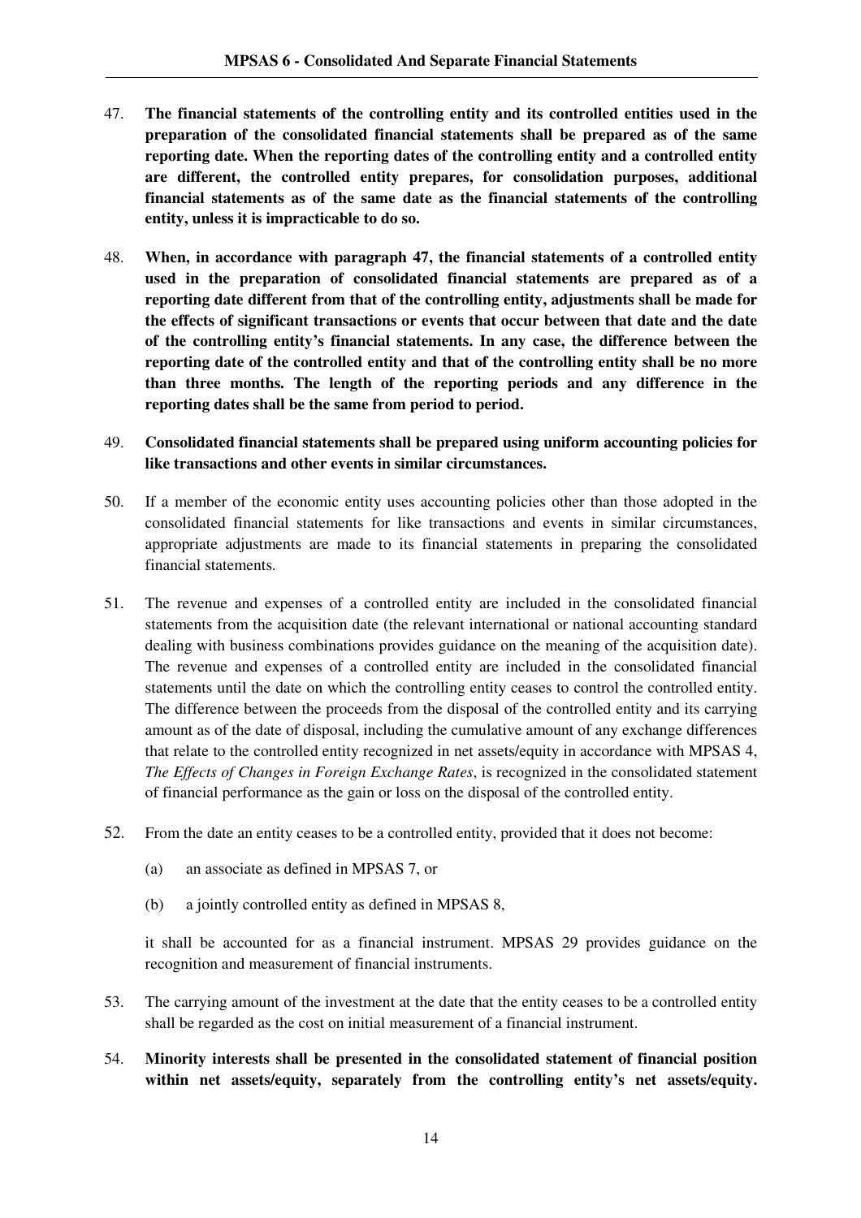47. **The financial statements of the controlling entity and its controlled entities used in the preparation of the consolidated financial statements shall be prepared as of the same reporting date. When the reporting dates of the controlling entity and a controlled entity are different, the controlled entity prepares, for consolidation purposes, additional financial statements as of the same date as the financial statements of the controlling entity, unless it is impracticable to do so.**

48. **When, in accordance with paragraph 47, the financial statements of a controlled entity used in the preparation of consolidated financial statements are prepared as of a reporting date different from that of the controlling entity, adjustments shall be made for the effects of significant transactions or events that occur between that date and the date of the controlling entity's financial statements. In any case, the difference between the reporting date of the controlled entity and that of the controlling entity shall be no more than three months. The length of the reporting periods and any difference in the reporting dates shall be the same from period to period.**

49. **Consolidated financial statements shall be prepared using uniform accounting policies for like transactions and other events in similar circumstances.**

50. If a member of the economic entity uses accounting policies other than those adopted in the consolidated financial statements for like transactions and events in similar circumstances, appropriate adjustments are made to its financial statements in preparing the consolidated financial statements.

51. The revenue and expenses of a controlled entity are included in the consolidated financial statements from the acquisition date (the relevant international or national accounting standard dealing with business combinations provides guidance on the meaning of the acquisition date). The revenue and expenses of a controlled entity are included in the consolidated financial statements until the date on which the controlling entity ceases to control the controlled entity. The difference between the proceeds from the disposal of the controlled entity and its carrying amount as of the date of disposal, including the cumulative amount of any exchange differences that relate to the controlled entity recognized in net assets/equity in accordance with MPSAS 4, *The Effects of Changes in Foreign Exchange Rates*, is recognized in the consolidated statement of financial performance as the gain or loss on the disposal of the controlled entity.

52. From the date an entity ceases to be a controlled entity, provided that it does not become:

    (a) an associate as defined in MPSAS 7, or

    (b) a jointly controlled entity as defined in MPSAS 8,

    it shall be accounted for as a financial instrument. MPSAS 29 provides guidance on the recognition and measurement of financial instruments.

53. The carrying amount of the investment at the date that the entity ceases to be a controlled entity shall be regarded as the cost on initial measurement of a financial instrument.

54. **Minority interests shall be presented in the consolidated statement of financial position within net assets/equity, separately from the controlling entity's net assets/equity.**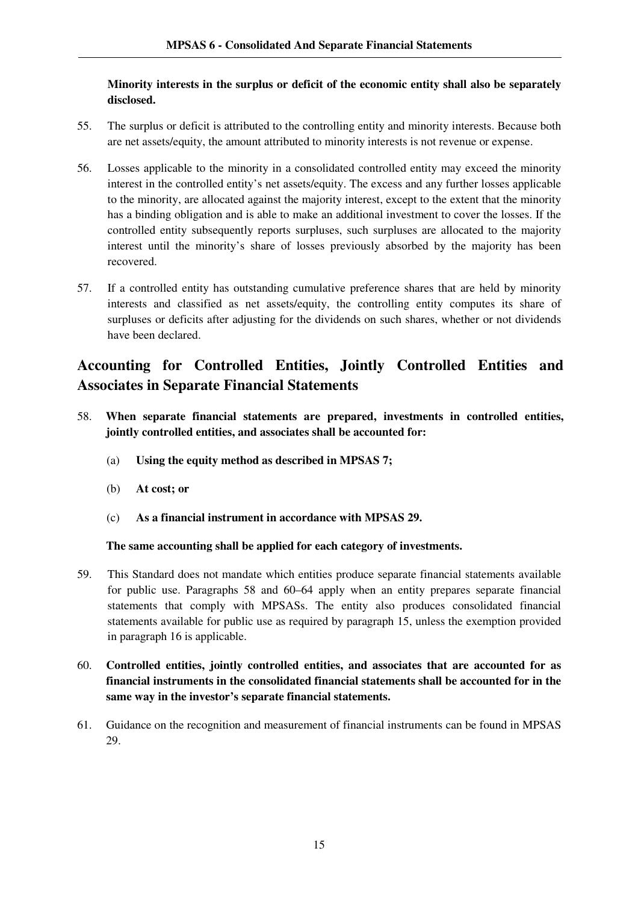**Minority interests in the surplus or deficit of the economic entity shall also be separately disclosed.**

55. The surplus or deficit is attributed to the controlling entity and minority interests. Because both are net assets/equity, the amount attributed to minority interests is not revenue or expense.

56. Losses applicable to the minority in a consolidated controlled entity may exceed the minority interest in the controlled entity's net assets/equity. The excess and any further losses applicable to the minority, are allocated against the majority interest, except to the extent that the minority has a binding obligation and is able to make an additional investment to cover the losses. If the controlled entity subsequently reports surpluses, such surpluses are allocated to the majority interest until the minority's share of losses previously absorbed by the majority has been recovered.

57. If a controlled entity has outstanding cumulative preference shares that are held by minority interests and classified as net assets/equity, the controlling entity computes its share of surpluses or deficits after adjusting for the dividends on such shares, whether or not dividends have been declared.

## Accounting for Controlled Entities, Jointly Controlled Entities and Associates in Separate Financial Statements

58. **When separate financial statements are prepared, investments in controlled entities, jointly controlled entities, and associates shall be accounted for:**

    (a) **Using the equity method as described in MPSAS 7;**

    (b) **At cost; or**

    (c) **As a financial instrument in accordance with MPSAS 29.**

    **The same accounting shall be applied for each category of investments.**

59. This Standard does not mandate which entities produce separate financial statements available for public use. Paragraphs 58 and 60–64 apply when an entity prepares separate financial statements that comply with MPSASs. The entity also produces consolidated financial statements available for public use as required by paragraph 15, unless the exemption provided in paragraph 16 is applicable.

60. **Controlled entities, jointly controlled entities, and associates that are accounted for as financial instruments in the consolidated financial statements shall be accounted for in the same way in the investor's separate financial statements.**

61. Guidance on the recognition and measurement of financial instruments can be found in MPSAS 29.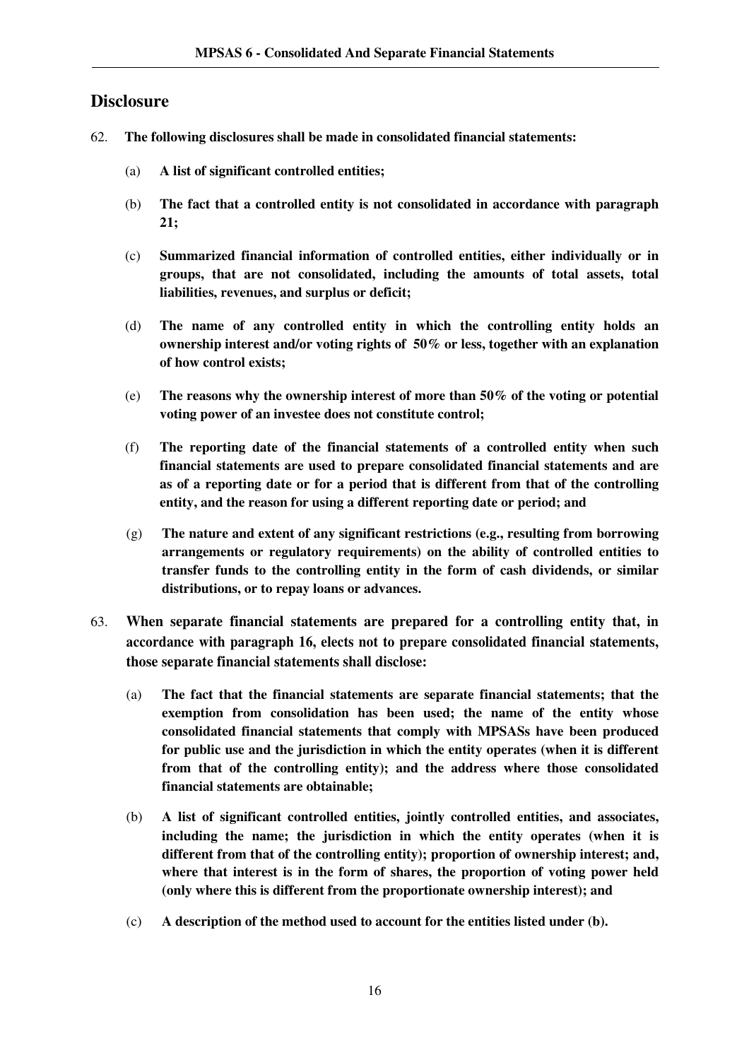## Disclosure

62. **The following disclosures shall be made in consolidated financial statements:**

    (a) **A list of significant controlled entities;**

    (b) **The fact that a controlled entity is not consolidated in accordance with paragraph 21;**

    (c) **Summarized financial information of controlled entities, either individually or in groups, that are not consolidated, including the amounts of total assets, total liabilities, revenues, and surplus or deficit;**

    (d) **The name of any controlled entity in which the controlling entity holds an ownership interest and/or voting rights of 50% or less, together with an explanation of how control exists;**

    (e) **The reasons why the ownership interest of more than 50% of the voting or potential voting power of an investee does not constitute control;**

    (f) **The reporting date of the financial statements of a controlled entity when such financial statements are used to prepare consolidated financial statements and are as of a reporting date or for a period that is different from that of the controlling entity, and the reason for using a different reporting date or period; and**

    (g) **The nature and extent of any significant restrictions (e.g., resulting from borrowing arrangements or regulatory requirements) on the ability of controlled entities to transfer funds to the controlling entity in the form of cash dividends, or similar distributions, or to repay loans or advances.**

63. **When separate financial statements are prepared for a controlling entity that, in accordance with paragraph 16, elects not to prepare consolidated financial statements, those separate financial statements shall disclose:**

    (a) **The fact that the financial statements are separate financial statements; that the exemption from consolidation has been used; the name of the entity whose consolidated financial statements that comply with MPSASs have been produced for public use and the jurisdiction in which the entity operates (when it is different from that of the controlling entity); and the address where those consolidated financial statements are obtainable;**

    (b) **A list of significant controlled entities, jointly controlled entities, and associates, including the name; the jurisdiction in which the entity operates (when it is different from that of the controlling entity); proportion of ownership interest; and, where that interest is in the form of shares, the proportion of voting power held (only where this is different from the proportionate ownership interest); and**

    (c) **A description of the method used to account for the entities listed under (b).**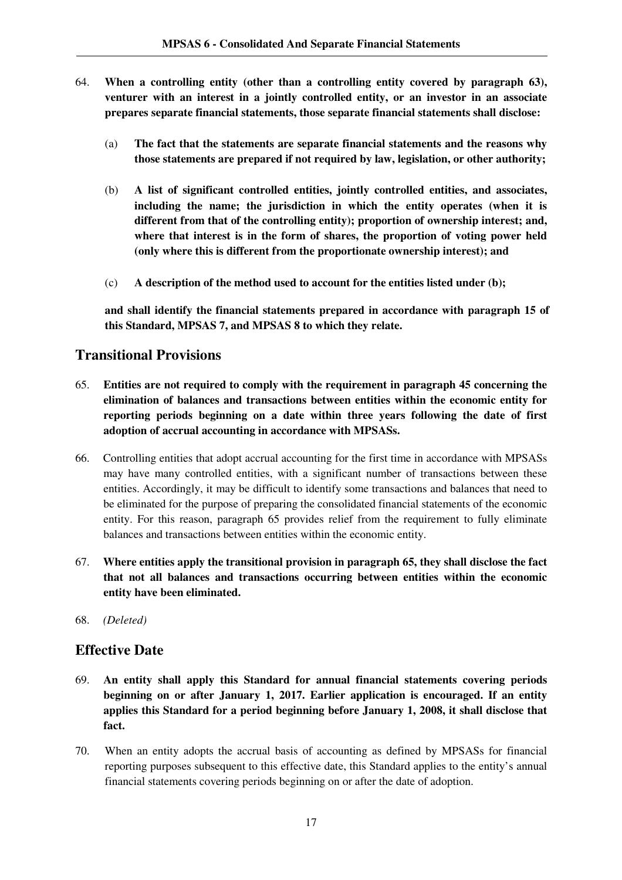64. **When a controlling entity (other than a controlling entity covered by paragraph 63), venturer with an interest in a jointly controlled entity, or an investor in an associate prepares separate financial statements, those separate financial statements shall disclose:**

    (a) **The fact that the statements are separate financial statements and the reasons why those statements are prepared if not required by law, legislation, or other authority;**

    (b) **A list of significant controlled entities, jointly controlled entities, and associates, including the name; the jurisdiction in which the entity operates (when it is different from that of the controlling entity); proportion of ownership interest; and, where that interest is in the form of shares, the proportion of voting power held (only where this is different from the proportionate ownership interest); and**

    (c) **A description of the method used to account for the entities listed under (b);**

    **and shall identify the financial statements prepared in accordance with paragraph 15 of this Standard, MPSAS 7, and MPSAS 8 to which they relate.**

## Transitional Provisions

65. **Entities are not required to comply with the requirement in paragraph 45 concerning the elimination of balances and transactions between entities within the economic entity for reporting periods beginning on a date within three years following the date of first adoption of accrual accounting in accordance with MPSASs.**

66. Controlling entities that adopt accrual accounting for the first time in accordance with MPSASs may have many controlled entities, with a significant number of transactions between these entities. Accordingly, it may be difficult to identify some transactions and balances that need to be eliminated for the purpose of preparing the consolidated financial statements of the economic entity. For this reason, paragraph 65 provides relief from the requirement to fully eliminate balances and transactions between entities within the economic entity.

67. **Where entities apply the transitional provision in paragraph 65, they shall disclose the fact that not all balances and transactions occurring between entities within the economic entity have been eliminated.**

68. *(Deleted)*

## Effective Date

69. **An entity shall apply this Standard for annual financial statements covering periods beginning on or after January 1, 2017. Earlier application is encouraged. If an entity applies this Standard for a period beginning before January 1, 2008, it shall disclose that fact.**

70. When an entity adopts the accrual basis of accounting as defined by MPSASs for financial reporting purposes subsequent to this effective date, this Standard applies to the entity's annual financial statements covering periods beginning on or after the date of adoption.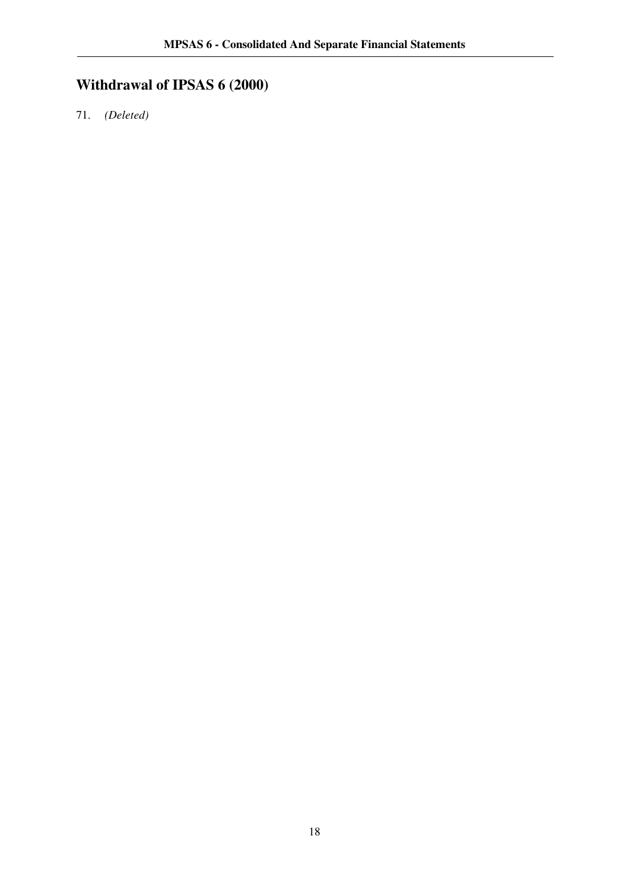## Withdrawal of IPSAS 6 (2000)

71. *(Deleted)*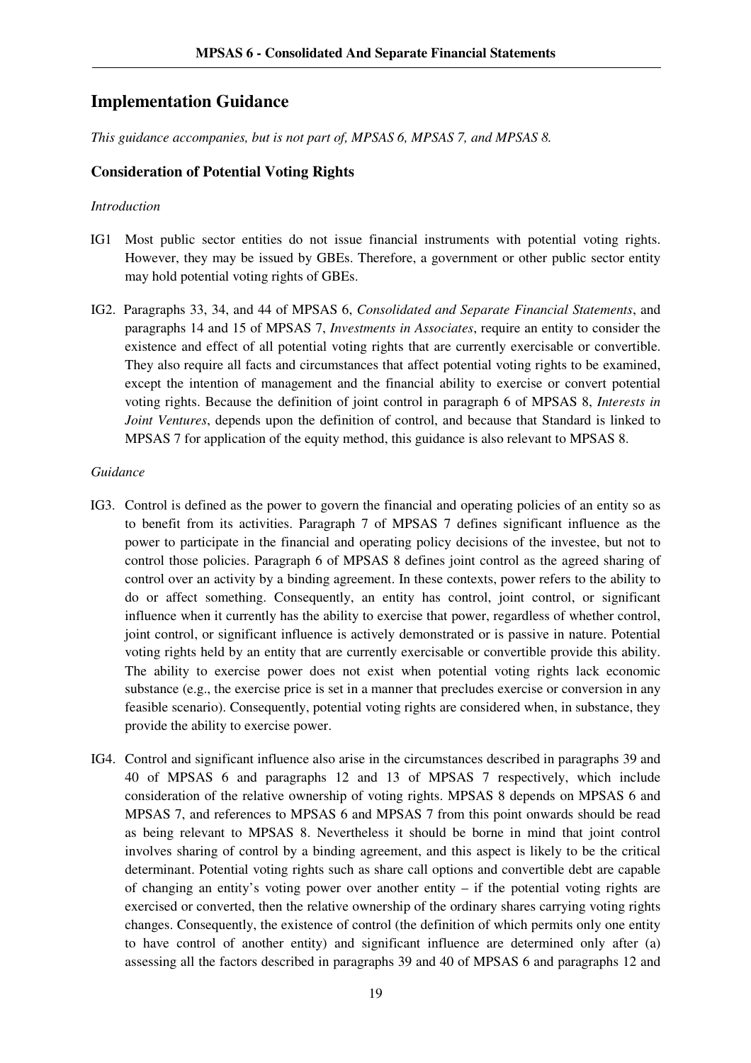## Implementation Guidance

*This guidance accompanies, but is not part of, MPSAS 6, MPSAS 7, and MPSAS 8.*

### Consideration of Potential Voting Rights

*Introduction*

IG1 Most public sector entities do not issue financial instruments with potential voting rights. However, they may be issued by GBEs. Therefore, a government or other public sector entity may hold potential voting rights of GBEs.

IG2. Paragraphs 33, 34, and 44 of MPSAS 6, *Consolidated and Separate Financial Statements*, and paragraphs 14 and 15 of MPSAS 7, *Investments in Associates*, require an entity to consider the existence and effect of all potential voting rights that are currently exercisable or convertible. They also require all facts and circumstances that affect potential voting rights to be examined, except the intention of management and the financial ability to exercise or convert potential voting rights. Because the definition of joint control in paragraph 6 of MPSAS 8, *Interests in Joint Ventures*, depends upon the definition of control, and because that Standard is linked to MPSAS 7 for application of the equity method, this guidance is also relevant to MPSAS 8.

*Guidance*

IG3. Control is defined as the power to govern the financial and operating policies of an entity so as to benefit from its activities. Paragraph 7 of MPSAS 7 defines significant influence as the power to participate in the financial and operating policy decisions of the investee, but not to control those policies. Paragraph 6 of MPSAS 8 defines joint control as the agreed sharing of control over an activity by a binding agreement. In these contexts, power refers to the ability to do or affect something. Consequently, an entity has control, joint control, or significant influence when it currently has the ability to exercise that power, regardless of whether control, joint control, or significant influence is actively demonstrated or is passive in nature. Potential voting rights held by an entity that are currently exercisable or convertible provide this ability. The ability to exercise power does not exist when potential voting rights lack economic substance (e.g., the exercise price is set in a manner that precludes exercise or conversion in any feasible scenario). Consequently, potential voting rights are considered when, in substance, they provide the ability to exercise power.

IG4. Control and significant influence also arise in the circumstances described in paragraphs 39 and 40 of MPSAS 6 and paragraphs 12 and 13 of MPSAS 7 respectively, which include consideration of the relative ownership of voting rights. MPSAS 8 depends on MPSAS 6 and MPSAS 7, and references to MPSAS 6 and MPSAS 7 from this point onwards should be read as being relevant to MPSAS 8. Nevertheless it should be borne in mind that joint control involves sharing of control by a binding agreement, and this aspect is likely to be the critical determinant. Potential voting rights such as share call options and convertible debt are capable of changing an entity's voting power over another entity – if the potential voting rights are exercised or converted, then the relative ownership of the ordinary shares carrying voting rights changes. Consequently, the existence of control (the definition of which permits only one entity to have control of another entity) and significant influence are determined only after (a) assessing all the factors described in paragraphs 39 and 40 of MPSAS 6 and paragraphs 12 and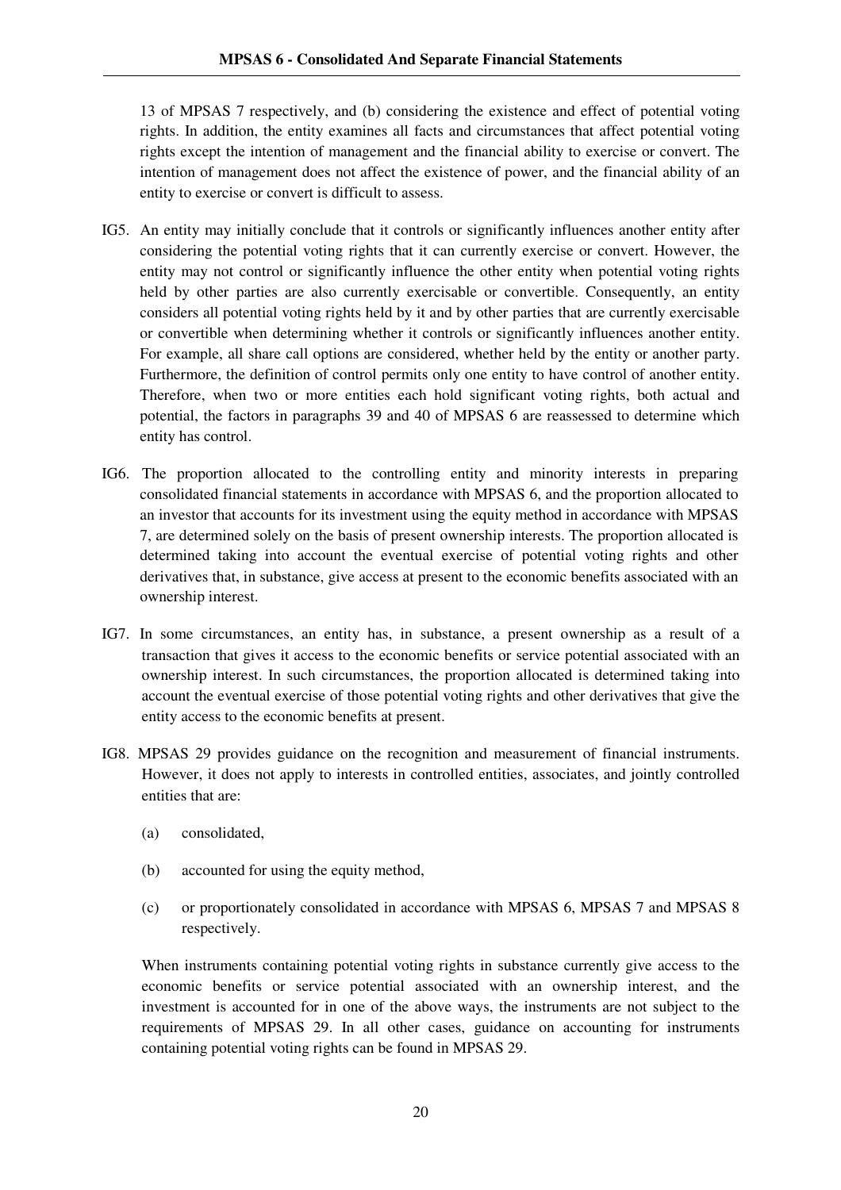13 of MPSAS 7 respectively, and (b) considering the existence and effect of potential voting rights. In addition, the entity examines all facts and circumstances that affect potential voting rights except the intention of management and the financial ability to exercise or convert. The intention of management does not affect the existence of power, and the financial ability of an entity to exercise or convert is difficult to assess.

IG5. An entity may initially conclude that it controls or significantly influences another entity after considering the potential voting rights that it can currently exercise or convert. However, the entity may not control or significantly influence the other entity when potential voting rights held by other parties are also currently exercisable or convertible. Consequently, an entity considers all potential voting rights held by it and by other parties that are currently exercisable or convertible when determining whether it controls or significantly influences another entity. For example, all share call options are considered, whether held by the entity or another party. Furthermore, the definition of control permits only one entity to have control of another entity. Therefore, when two or more entities each hold significant voting rights, both actual and potential, the factors in paragraphs 39 and 40 of MPSAS 6 are reassessed to determine which entity has control.

IG6. The proportion allocated to the controlling entity and minority interests in preparing consolidated financial statements in accordance with MPSAS 6, and the proportion allocated to an investor that accounts for its investment using the equity method in accordance with MPSAS 7, are determined solely on the basis of present ownership interests. The proportion allocated is determined taking into account the eventual exercise of potential voting rights and other derivatives that, in substance, give access at present to the economic benefits associated with an ownership interest.

IG7. In some circumstances, an entity has, in substance, a present ownership as a result of a transaction that gives it access to the economic benefits or service potential associated with an ownership interest. In such circumstances, the proportion allocated is determined taking into account the eventual exercise of those potential voting rights and other derivatives that give the entity access to the economic benefits at present.

IG8. MPSAS 29 provides guidance on the recognition and measurement of financial instruments. However, it does not apply to interests in controlled entities, associates, and jointly controlled entities that are:

(a) consolidated,

(b) accounted for using the equity method,

(c) or proportionately consolidated in accordance with MPSAS 6, MPSAS 7 and MPSAS 8 respectively.

When instruments containing potential voting rights in substance currently give access to the economic benefits or service potential associated with an ownership interest, and the investment is accounted for in one of the above ways, the instruments are not subject to the requirements of MPSAS 29. In all other cases, guidance on accounting for instruments containing potential voting rights can be found in MPSAS 29.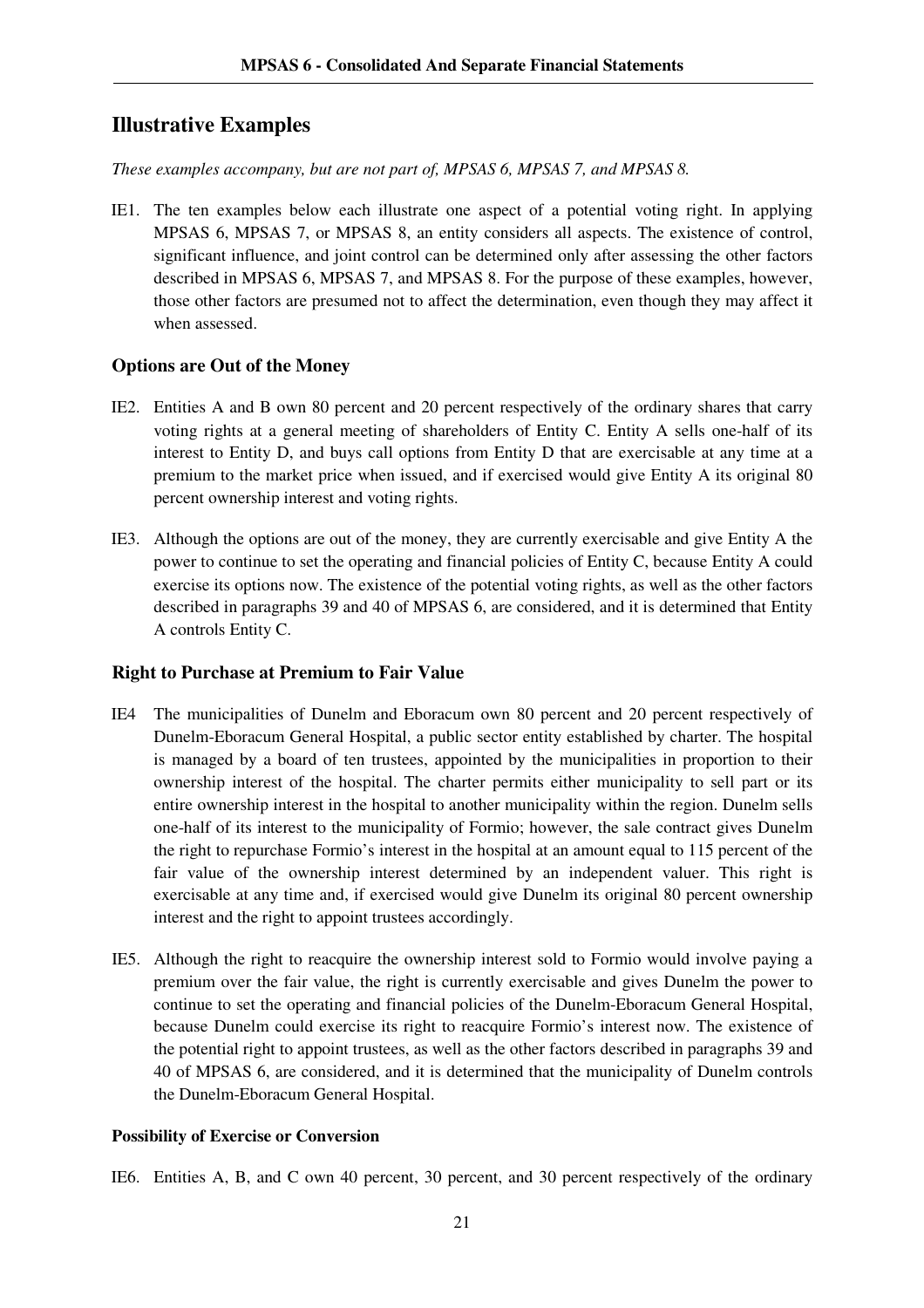## Illustrative Examples

*These examples accompany, but are not part of, MPSAS 6, MPSAS 7, and MPSAS 8.*

IE1. The ten examples below each illustrate one aspect of a potential voting right. In applying MPSAS 6, MPSAS 7, or MPSAS 8, an entity considers all aspects. The existence of control, significant influence, and joint control can be determined only after assessing the other factors described in MPSAS 6, MPSAS 7, and MPSAS 8. For the purpose of these examples, however, those other factors are presumed not to affect the determination, even though they may affect it when assessed.

### Options are Out of the Money

IE2. Entities A and B own 80 percent and 20 percent respectively of the ordinary shares that carry voting rights at a general meeting of shareholders of Entity C. Entity A sells one-half of its interest to Entity D, and buys call options from Entity D that are exercisable at any time at a premium to the market price when issued, and if exercised would give Entity A its original 80 percent ownership interest and voting rights.

IE3. Although the options are out of the money, they are currently exercisable and give Entity A the power to continue to set the operating and financial policies of Entity C, because Entity A could exercise its options now. The existence of the potential voting rights, as well as the other factors described in paragraphs 39 and 40 of MPSAS 6, are considered, and it is determined that Entity A controls Entity C.

### Right to Purchase at Premium to Fair Value

IE4 The municipalities of Dunelm and Eboracum own 80 percent and 20 percent respectively of Dunelm-Eboracum General Hospital, a public sector entity established by charter. The hospital is managed by a board of ten trustees, appointed by the municipalities in proportion to their ownership interest of the hospital. The charter permits either municipality to sell part or its entire ownership interest in the hospital to another municipality within the region. Dunelm sells one-half of its interest to the municipality of Formio; however, the sale contract gives Dunelm the right to repurchase Formio's interest in the hospital at an amount equal to 115 percent of the fair value of the ownership interest determined by an independent valuer. This right is exercisable at any time and, if exercised would give Dunelm its original 80 percent ownership interest and the right to appoint trustees accordingly.

IE5. Although the right to reacquire the ownership interest sold to Formio would involve paying a premium over the fair value, the right is currently exercisable and gives Dunelm the power to continue to set the operating and financial policies of the Dunelm-Eboracum General Hospital, because Dunelm could exercise its right to reacquire Formio's interest now. The existence of the potential right to appoint trustees, as well as the other factors described in paragraphs 39 and 40 of MPSAS 6, are considered, and it is determined that the municipality of Dunelm controls the Dunelm-Eboracum General Hospital.

#### Possibility of Exercise or Conversion

IE6. Entities A, B, and C own 40 percent, 30 percent, and 30 percent respectively of the ordinary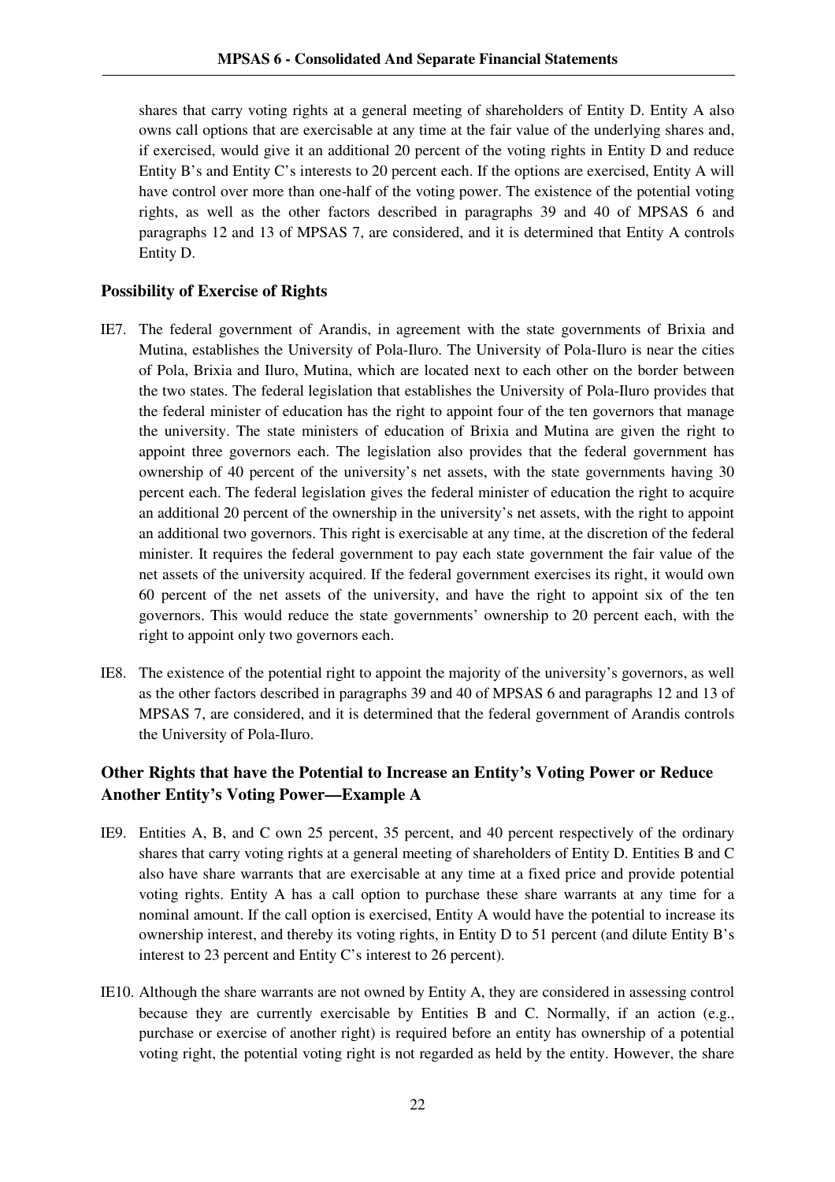shares that carry voting rights at a general meeting of shareholders of Entity D. Entity A also owns call options that are exercisable at any time at the fair value of the underlying shares and, if exercised, would give it an additional 20 percent of the voting rights in Entity D and reduce Entity B's and Entity C's interests to 20 percent each. If the options are exercised, Entity A will have control over more than one-half of the voting power. The existence of the potential voting rights, as well as the other factors described in paragraphs 39 and 40 of MPSAS 6 and paragraphs 12 and 13 of MPSAS 7, are considered, and it is determined that Entity A controls Entity D.

### Possibility of Exercise of Rights

IE7. The federal government of Arandis, in agreement with the state governments of Brixia and Mutina, establishes the University of Pola-Iluro. The University of Pola-Iluro is near the cities of Pola, Brixia and Iluro, Mutina, which are located next to each other on the border between the two states. The federal legislation that establishes the University of Pola-Iluro provides that the federal minister of education has the right to appoint four of the ten governors that manage the university. The state ministers of education of Brixia and Mutina are given the right to appoint three governors each. The legislation also provides that the federal government has ownership of 40 percent of the university's net assets, with the state governments having 30 percent each. The federal legislation gives the federal minister of education the right to acquire an additional 20 percent of the ownership in the university's net assets, with the right to appoint an additional two governors. This right is exercisable at any time, at the discretion of the federal minister. It requires the federal government to pay each state government the fair value of the net assets of the university acquired. If the federal government exercises its right, it would own 60 percent of the net assets of the university, and have the right to appoint six of the ten governors. This would reduce the state governments' ownership to 20 percent each, with the right to appoint only two governors each.

IE8. The existence of the potential right to appoint the majority of the university's governors, as well as the other factors described in paragraphs 39 and 40 of MPSAS 6 and paragraphs 12 and 13 of MPSAS 7, are considered, and it is determined that the federal government of Arandis controls the University of Pola-Iluro.

### Other Rights that have the Potential to Increase an Entity's Voting Power or Reduce Another Entity's Voting Power—Example A

IE9. Entities A, B, and C own 25 percent, 35 percent, and 40 percent respectively of the ordinary shares that carry voting rights at a general meeting of shareholders of Entity D. Entities B and C also have share warrants that are exercisable at any time at a fixed price and provide potential voting rights. Entity A has a call option to purchase these share warrants at any time for a nominal amount. If the call option is exercised, Entity A would have the potential to increase its ownership interest, and thereby its voting rights, in Entity D to 51 percent (and dilute Entity B's interest to 23 percent and Entity C's interest to 26 percent).

IE10. Although the share warrants are not owned by Entity A, they are considered in assessing control because they are currently exercisable by Entities B and C. Normally, if an action (e.g., purchase or exercise of another right) is required before an entity has ownership of a potential voting right, the potential voting right is not regarded as held by the entity. However, the share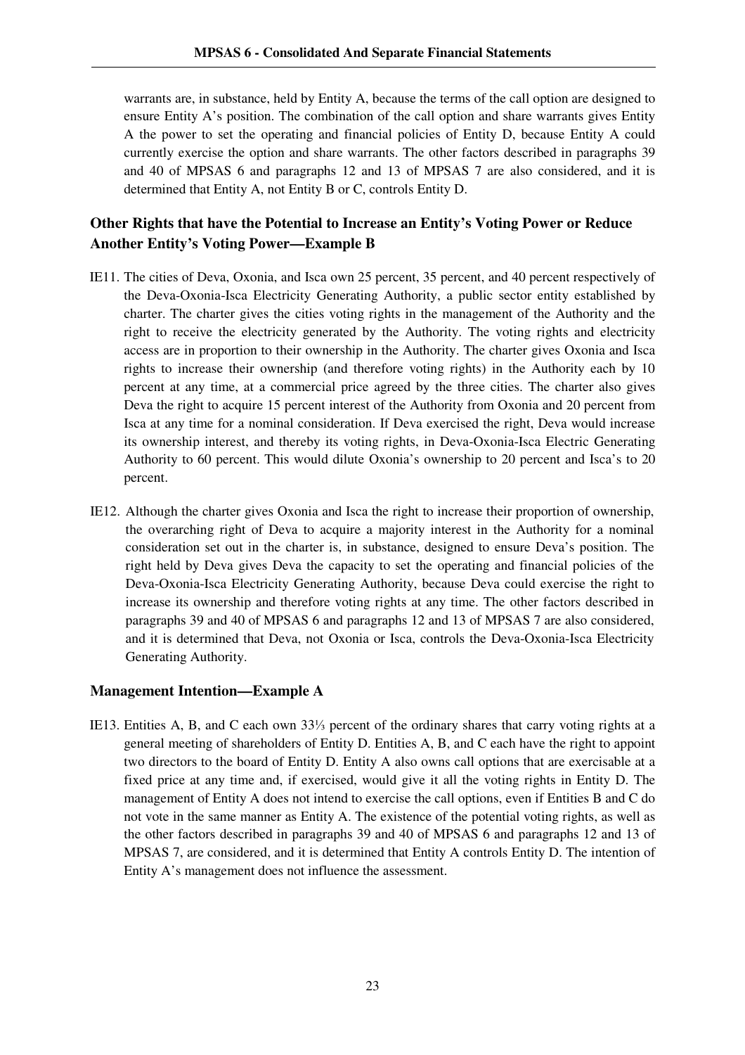warrants are, in substance, held by Entity A, because the terms of the call option are designed to ensure Entity A's position. The combination of the call option and share warrants gives Entity A the power to set the operating and financial policies of Entity D, because Entity A could currently exercise the option and share warrants. The other factors described in paragraphs 39 and 40 of MPSAS 6 and paragraphs 12 and 13 of MPSAS 7 are also considered, and it is determined that Entity A, not Entity B or C, controls Entity D.

### Other Rights that have the Potential to Increase an Entity's Voting Power or Reduce Another Entity's Voting Power—Example B

IE11. The cities of Deva, Oxonia, and Isca own 25 percent, 35 percent, and 40 percent respectively of the Deva-Oxonia-Isca Electricity Generating Authority, a public sector entity established by charter. The charter gives the cities voting rights in the management of the Authority and the right to receive the electricity generated by the Authority. The voting rights and electricity access are in proportion to their ownership in the Authority. The charter gives Oxonia and Isca rights to increase their ownership (and therefore voting rights) in the Authority each by 10 percent at any time, at a commercial price agreed by the three cities. The charter also gives Deva the right to acquire 15 percent interest of the Authority from Oxonia and 20 percent from Isca at any time for a nominal consideration. If Deva exercised the right, Deva would increase its ownership interest, and thereby its voting rights, in Deva-Oxonia-Isca Electric Generating Authority to 60 percent. This would dilute Oxonia's ownership to 20 percent and Isca's to 20 percent.

IE12. Although the charter gives Oxonia and Isca the right to increase their proportion of ownership, the overarching right of Deva to acquire a majority interest in the Authority for a nominal consideration set out in the charter is, in substance, designed to ensure Deva's position. The right held by Deva gives Deva the capacity to set the operating and financial policies of the Deva-Oxonia-Isca Electricity Generating Authority, because Deva could exercise the right to increase its ownership and therefore voting rights at any time. The other factors described in paragraphs 39 and 40 of MPSAS 6 and paragraphs 12 and 13 of MPSAS 7 are also considered, and it is determined that Deva, not Oxonia or Isca, controls the Deva-Oxonia-Isca Electricity Generating Authority.

### Management Intention—Example A

IE13. Entities A, B, and C each own 33⅓ percent of the ordinary shares that carry voting rights at a general meeting of shareholders of Entity D. Entities A, B, and C each have the right to appoint two directors to the board of Entity D. Entity A also owns call options that are exercisable at a fixed price at any time and, if exercised, would give it all the voting rights in Entity D. The management of Entity A does not intend to exercise the call options, even if Entities B and C do not vote in the same manner as Entity A. The existence of the potential voting rights, as well as the other factors described in paragraphs 39 and 40 of MPSAS 6 and paragraphs 12 and 13 of MPSAS 7, are considered, and it is determined that Entity A controls Entity D. The intention of Entity A's management does not influence the assessment.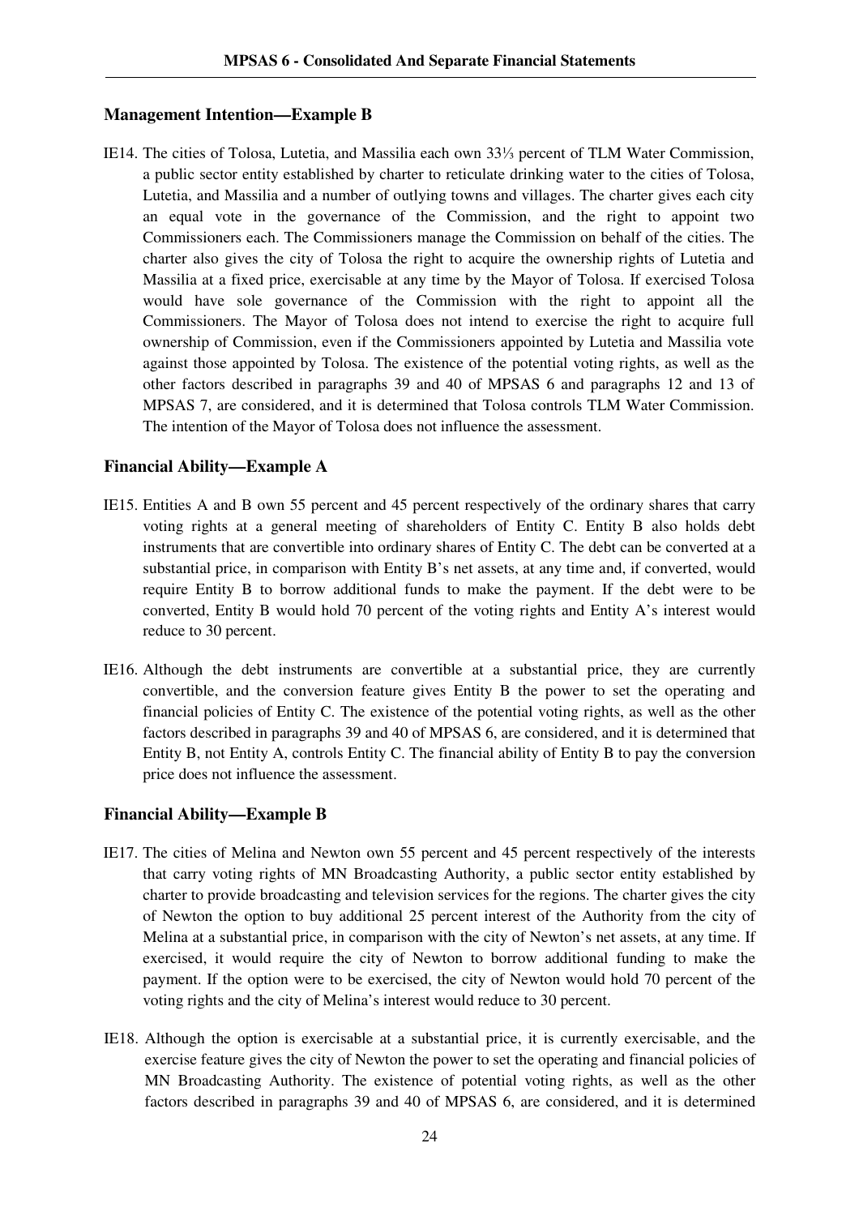### Management Intention—Example B

IE14. The cities of Tolosa, Lutetia, and Massilia each own 33⅓ percent of TLM Water Commission, a public sector entity established by charter to reticulate drinking water to the cities of Tolosa, Lutetia, and Massilia and a number of outlying towns and villages. The charter gives each city an equal vote in the governance of the Commission, and the right to appoint two Commissioners each. The Commissioners manage the Commission on behalf of the cities. The charter also gives the city of Tolosa the right to acquire the ownership rights of Lutetia and Massilia at a fixed price, exercisable at any time by the Mayor of Tolosa. If exercised Tolosa would have sole governance of the Commission with the right to appoint all the Commissioners. The Mayor of Tolosa does not intend to exercise the right to acquire full ownership of Commission, even if the Commissioners appointed by Lutetia and Massilia vote against those appointed by Tolosa. The existence of the potential voting rights, as well as the other factors described in paragraphs 39 and 40 of MPSAS 6 and paragraphs 12 and 13 of MPSAS 7, are considered, and it is determined that Tolosa controls TLM Water Commission. The intention of the Mayor of Tolosa does not influence the assessment.

### Financial Ability—Example A

IE15. Entities A and B own 55 percent and 45 percent respectively of the ordinary shares that carry voting rights at a general meeting of shareholders of Entity C. Entity B also holds debt instruments that are convertible into ordinary shares of Entity C. The debt can be converted at a substantial price, in comparison with Entity B's net assets, at any time and, if converted, would require Entity B to borrow additional funds to make the payment. If the debt were to be converted, Entity B would hold 70 percent of the voting rights and Entity A's interest would reduce to 30 percent.

IE16. Although the debt instruments are convertible at a substantial price, they are currently convertible, and the conversion feature gives Entity B the power to set the operating and financial policies of Entity C. The existence of the potential voting rights, as well as the other factors described in paragraphs 39 and 40 of MPSAS 6, are considered, and it is determined that Entity B, not Entity A, controls Entity C. The financial ability of Entity B to pay the conversion price does not influence the assessment.

### Financial Ability—Example B

IE17. The cities of Melina and Newton own 55 percent and 45 percent respectively of the interests that carry voting rights of MN Broadcasting Authority, a public sector entity established by charter to provide broadcasting and television services for the regions. The charter gives the city of Newton the option to buy additional 25 percent interest of the Authority from the city of Melina at a substantial price, in comparison with the city of Newton's net assets, at any time. If exercised, it would require the city of Newton to borrow additional funding to make the payment. If the option were to be exercised, the city of Newton would hold 70 percent of the voting rights and the city of Melina's interest would reduce to 30 percent.

IE18. Although the option is exercisable at a substantial price, it is currently exercisable, and the exercise feature gives the city of Newton the power to set the operating and financial policies of MN Broadcasting Authority. The existence of potential voting rights, as well as the other factors described in paragraphs 39 and 40 of MPSAS 6, are considered, and it is determined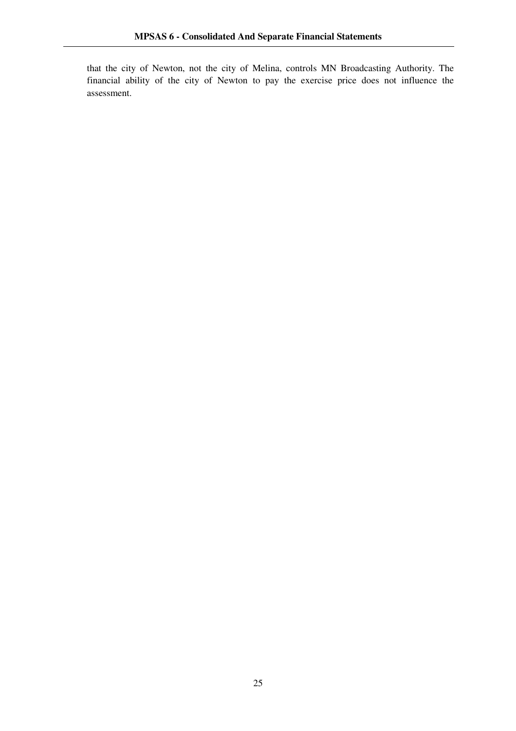that the city of Newton, not the city of Melina, controls MN Broadcasting Authority. The financial ability of the city of Newton to pay the exercise price does not influence the assessment.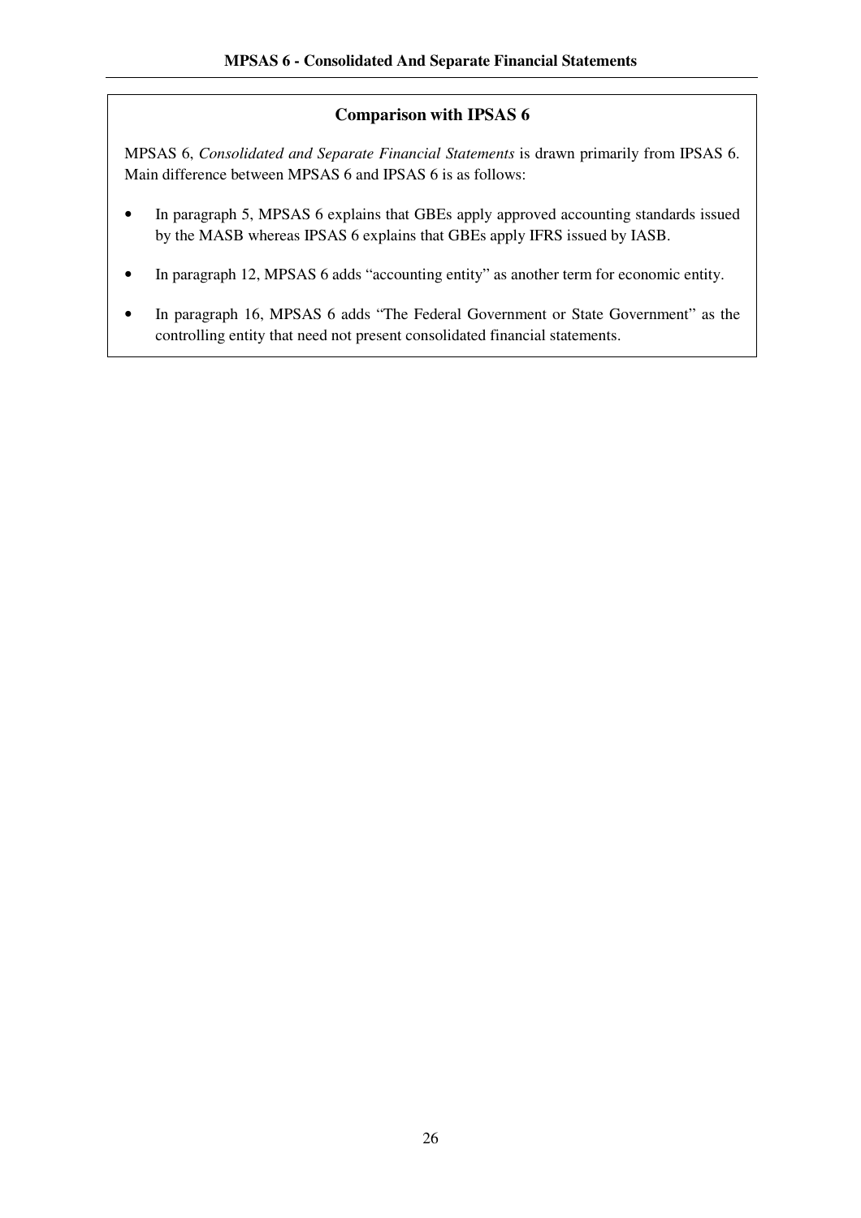## Comparison with IPSAS 6

MPSAS 6, *Consolidated and Separate Financial Statements* is drawn primarily from IPSAS 6. Main difference between MPSAS 6 and IPSAS 6 is as follows:

- In paragraph 5, MPSAS 6 explains that GBEs apply approved accounting standards issued by the MASB whereas IPSAS 6 explains that GBEs apply IFRS issued by IASB.
- In paragraph 12, MPSAS 6 adds "accounting entity" as another term for economic entity.
- In paragraph 16, MPSAS 6 adds "The Federal Government or State Government" as the controlling entity that need not present consolidated financial statements.